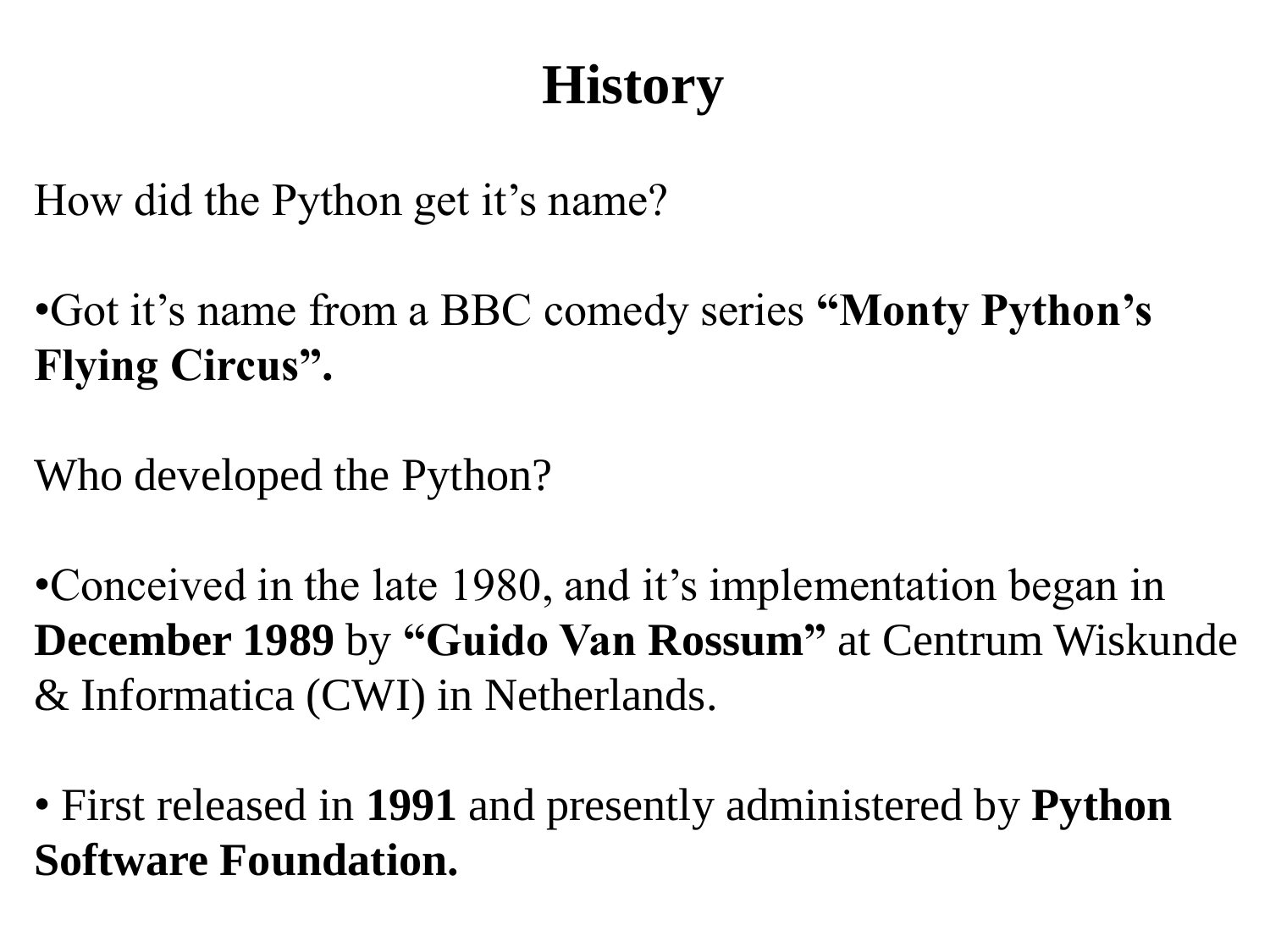# History

How did the Python get it's name?

•Got it's name from a BBC comedy series **"Monty Python's Flying Circus".**

Who developed the Python?

•Conceived in the late 1980, and it's implementation began in **December 1989** by **"Guido Van Rossum"** at Centrum Wiskunde & Informatica (CWI) in Netherlands.

• First released in **1991** and presently administered by **Python Software Foundation.**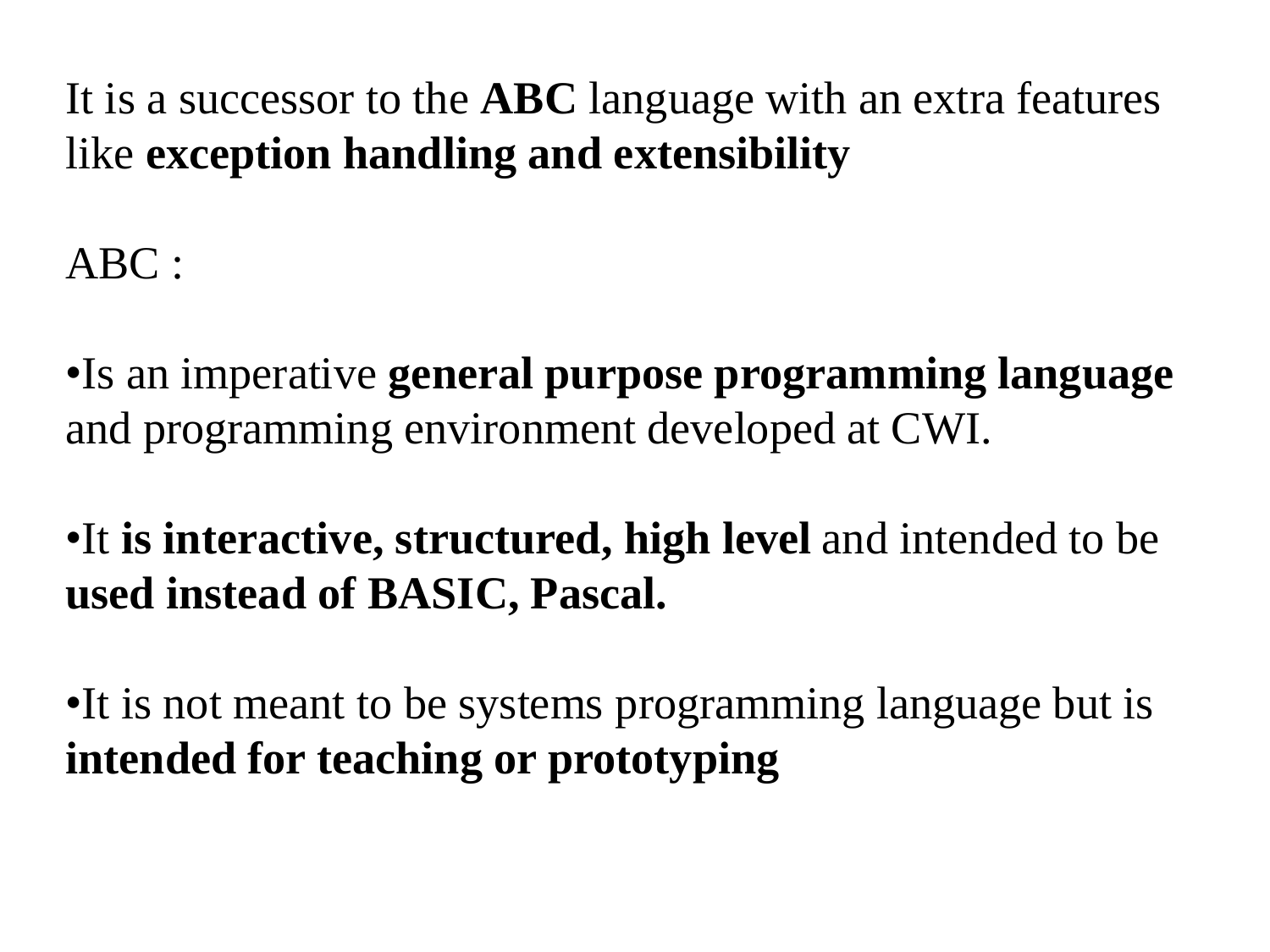It is a successor to the **ABC** language with an extra features like **exception handling and extensibility**

ABC :

- Is an imperative **general purpose programming language** and programming environment developed at CWI.

- It **is interactive, structured, high level** and intended to be **used instead of BASIC, Pascal.**

- It is not meant to be systems programming language but is **intended for teaching or prototyping**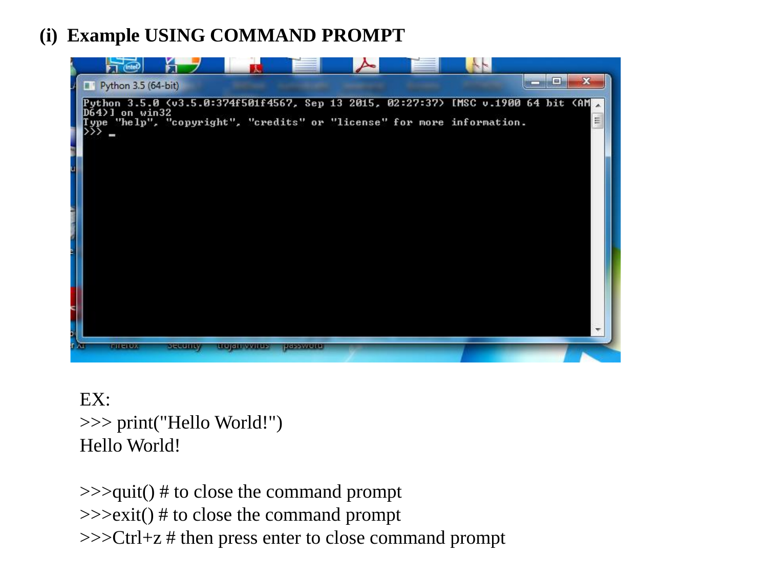### (i) Example USING COMMAND PROMPT

EX:

```
>>> print("Hello World!")
Hello World!

>>>quit() # to close the command prompt
>>>exit() # to close the command prompt
>>>Ctrl+z # then press enter to close command prompt
```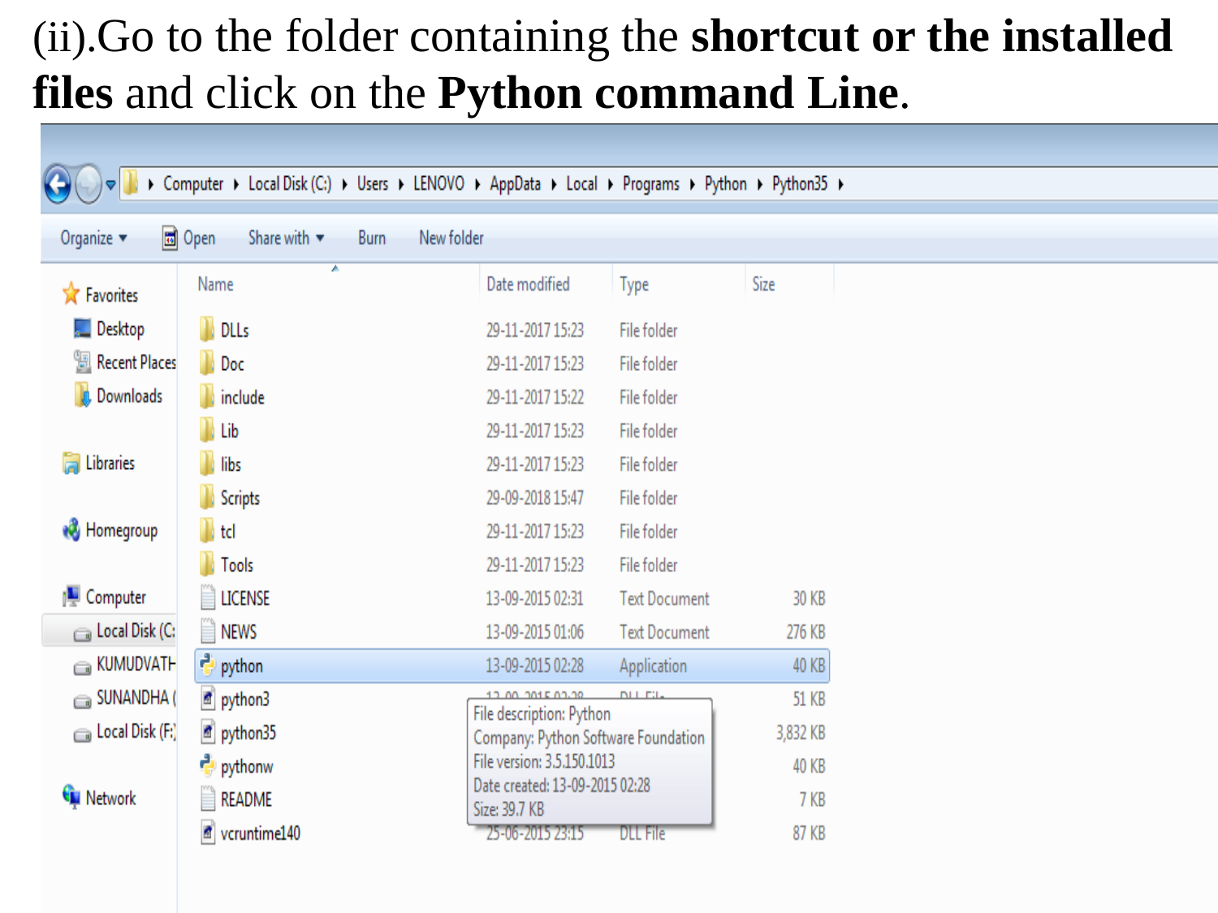(ii).Go to the folder containing the **shortcut or the installed files** and click on the **Python command Line**.

Computer ▸ Local Disk (C:) ▸ Users ▸ LENOVO ▸ AppData ▸ Local ▸ Programs ▸ Python ▸ Python35 ▸

| Name | Date modified | Type | Size |
|---|---|---|---|
| DLLs | 29-11-2017 15:23 | File folder | |
| Doc | 29-11-2017 15:23 | File folder | |
| include | 29-11-2017 15:22 | File folder | |
| Lib | 29-11-2017 15:23 | File folder | |
| libs | 29-11-2017 15:23 | File folder | |
| Scripts | 29-09-2018 15:47 | File folder | |
| tcl | 29-11-2017 15:23 | File folder | |
| Tools | 29-11-2017 15:23 | File folder | |
| LICENSE | 13-09-2015 02:31 | Text Document | 30 KB |
| NEWS | 13-09-2015 01:06 | Text Document | 276 KB |
| python | 13-09-2015 02:28 | Application | 40 KB |
| python3 | | | 51 KB |
| python35 | | | 3,832 KB |
| pythonw | | | 40 KB |
| README | | | 7 KB |
| vcruntime140 | 25-06-2015 23:15 | DLL File | 87 KB |

File description: Python
Company: Python Software Foundation
File version: 3.5.150.1013
Date created: 13-09-2015 02:28
Size: 39.7 KB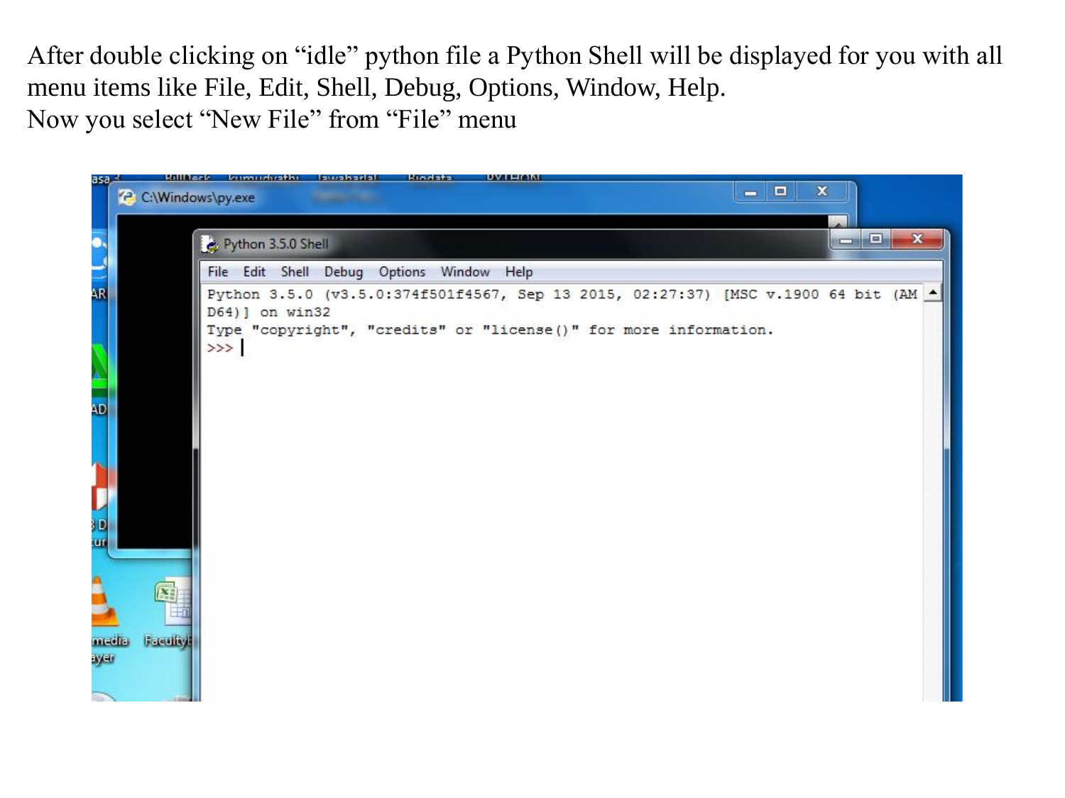After double clicking on “idle” python file a Python Shell will be displayed for you with all menu items like File, Edit, Shell, Debug, Options, Window, Help.
Now you select “New File” from “File” menu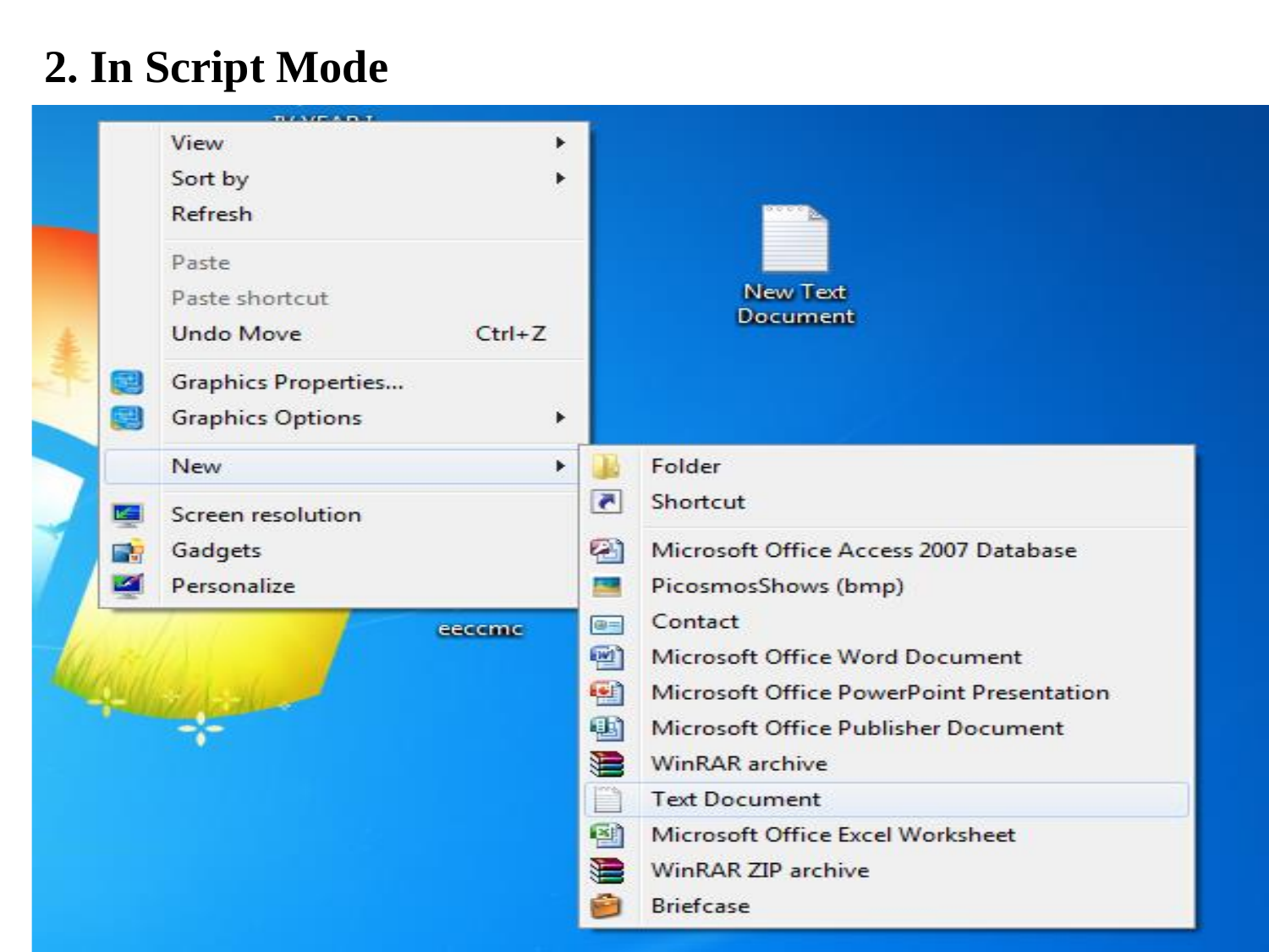## 2. In Script Mode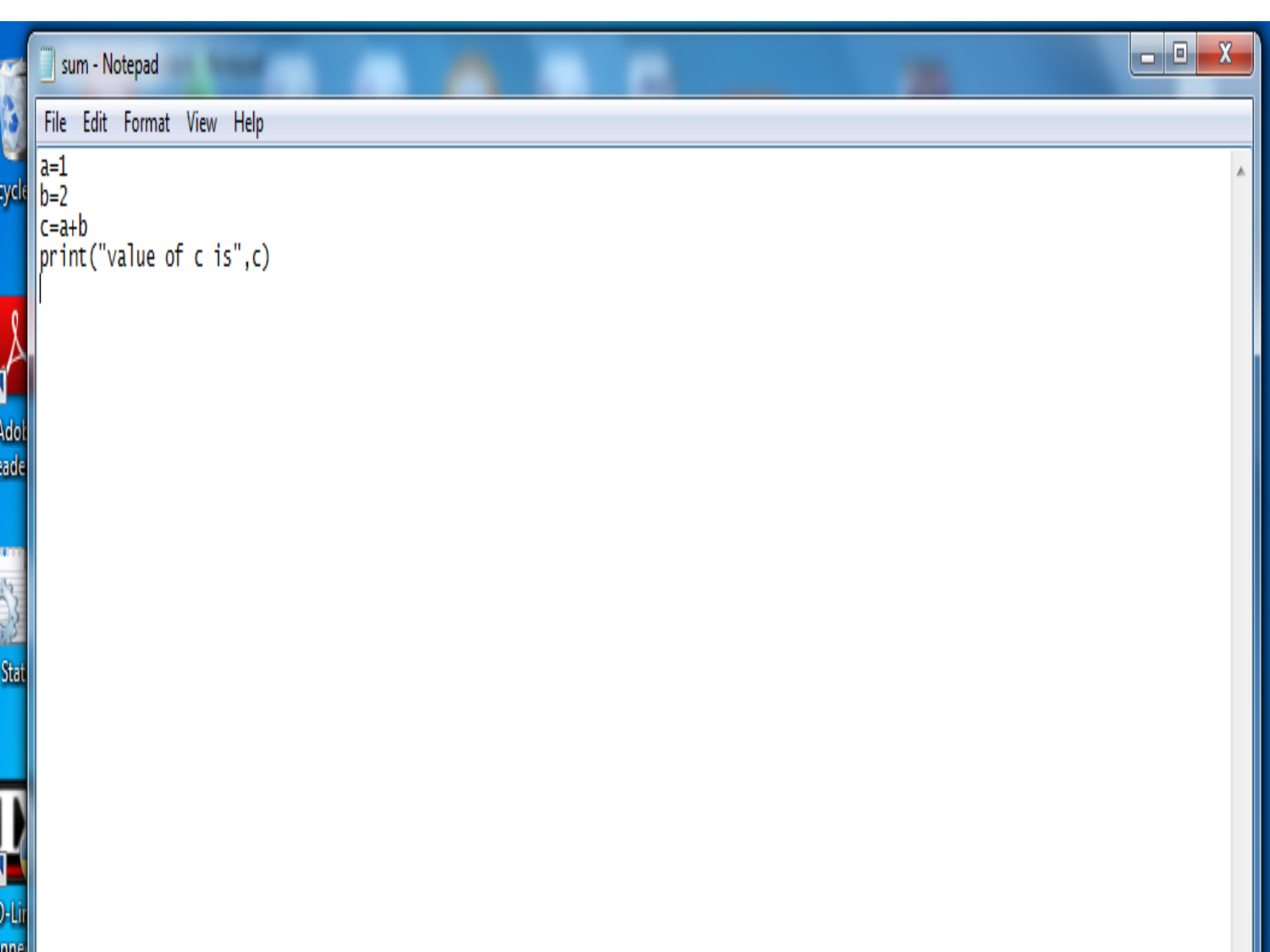```
a=1
b=2
c=a+b
print("value of c is",c)
```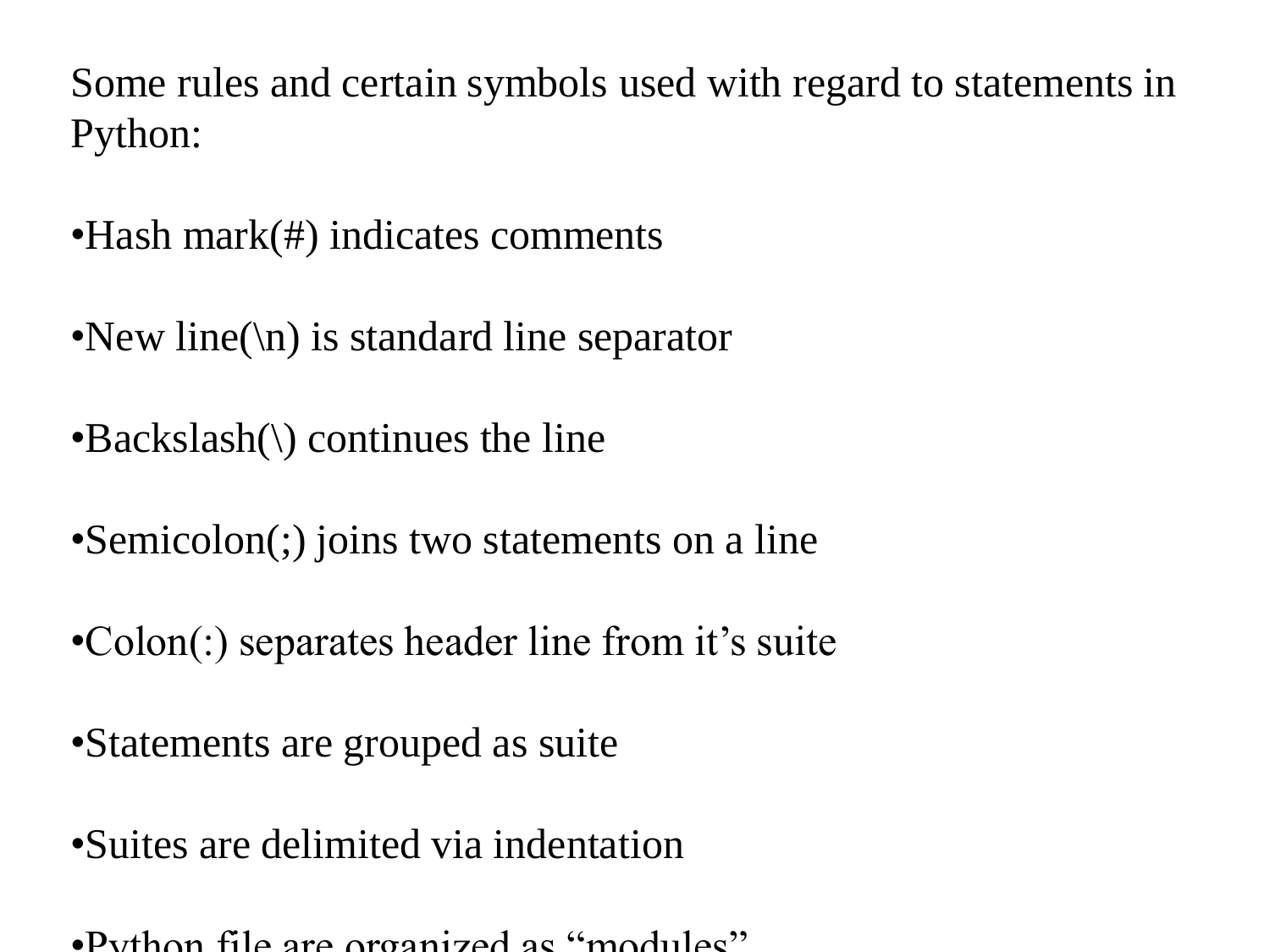Some rules and certain symbols used with regard to statements in Python:

- Hash mark(#) indicates comments

- New line(\n) is standard line separator

- Backslash(\) continues the line

- Semicolon(;) joins two statements on a line

- Colon(:) separates header line from it's suite

- Statements are grouped as suite

- Suites are delimited via indentation

- Python file are organized as "modules"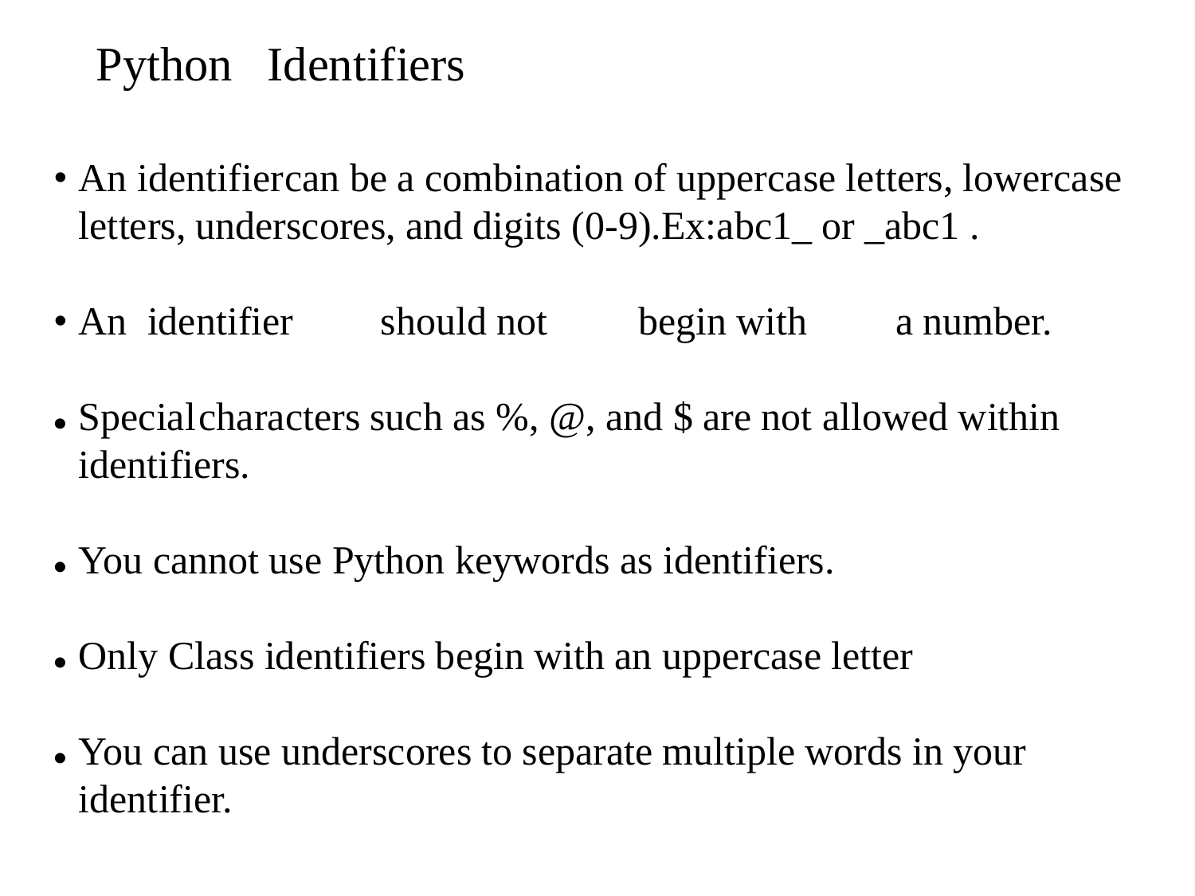# Python Identifiers

- An identifiercan be a combination of uppercase letters, lowercase letters, underscores, and digits (0-9).Ex:abc1_ or _abc1 .
- An identifier should not begin with a number.
- Special characters such as %, @, and $ are not allowed within identifiers.
- You cannot use Python keywords as identifiers.
- Only Class identifiers begin with an uppercase letter
- You can use underscores to separate multiple words in your identifier.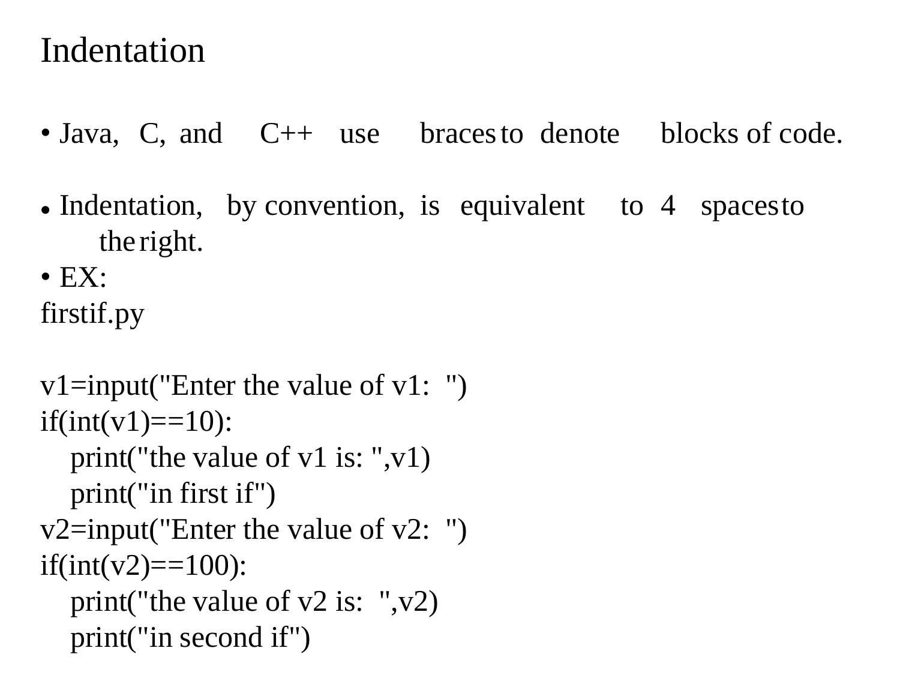# Indentation

- Java, C, and C++ use braces to denote blocks of code.
- Indentation, by convention, is equivalent to 4 spaces to the right.
- EX:

firstif.py

```
v1=input("Enter the value of v1:  ")
if(int(v1)==10):
    print("the value of v1 is: ",v1)
    print("in first if")
v2=input("Enter the value of v2:  ")
if(int(v2)==100):
    print("the value of v2 is:  ",v2)
    print("in second if")
```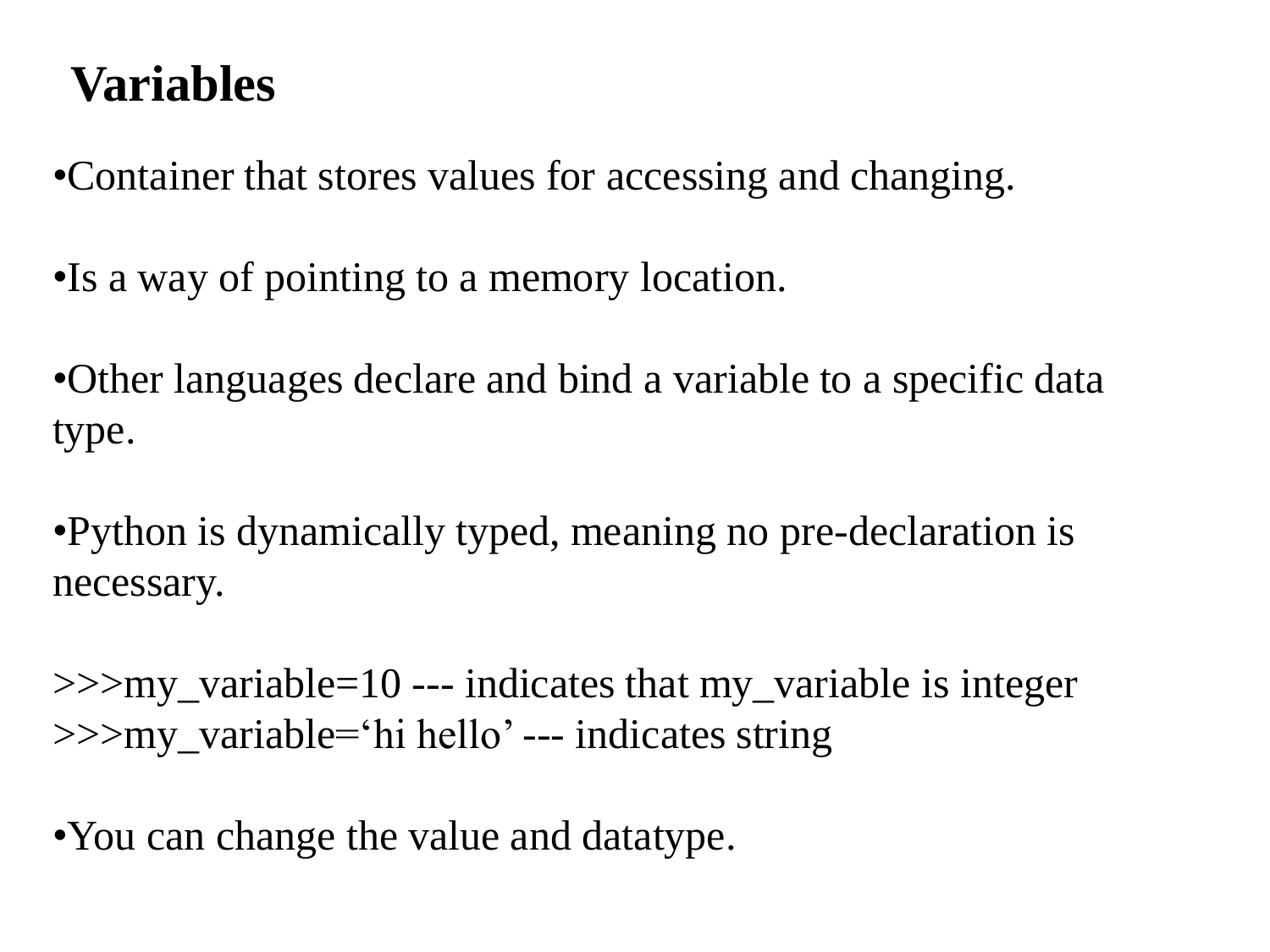# Variables

- Container that stores values for accessing and changing.

- Is a way of pointing to a memory location.

- Other languages declare and bind a variable to a specific data type.

- Python is dynamically typed, meaning no pre-declaration is necessary.

```
>>>my_variable=10 --- indicates that my_variable is integer
>>>my_variable=‘hi hello’ --- indicates string
```

- You can change the value and datatype.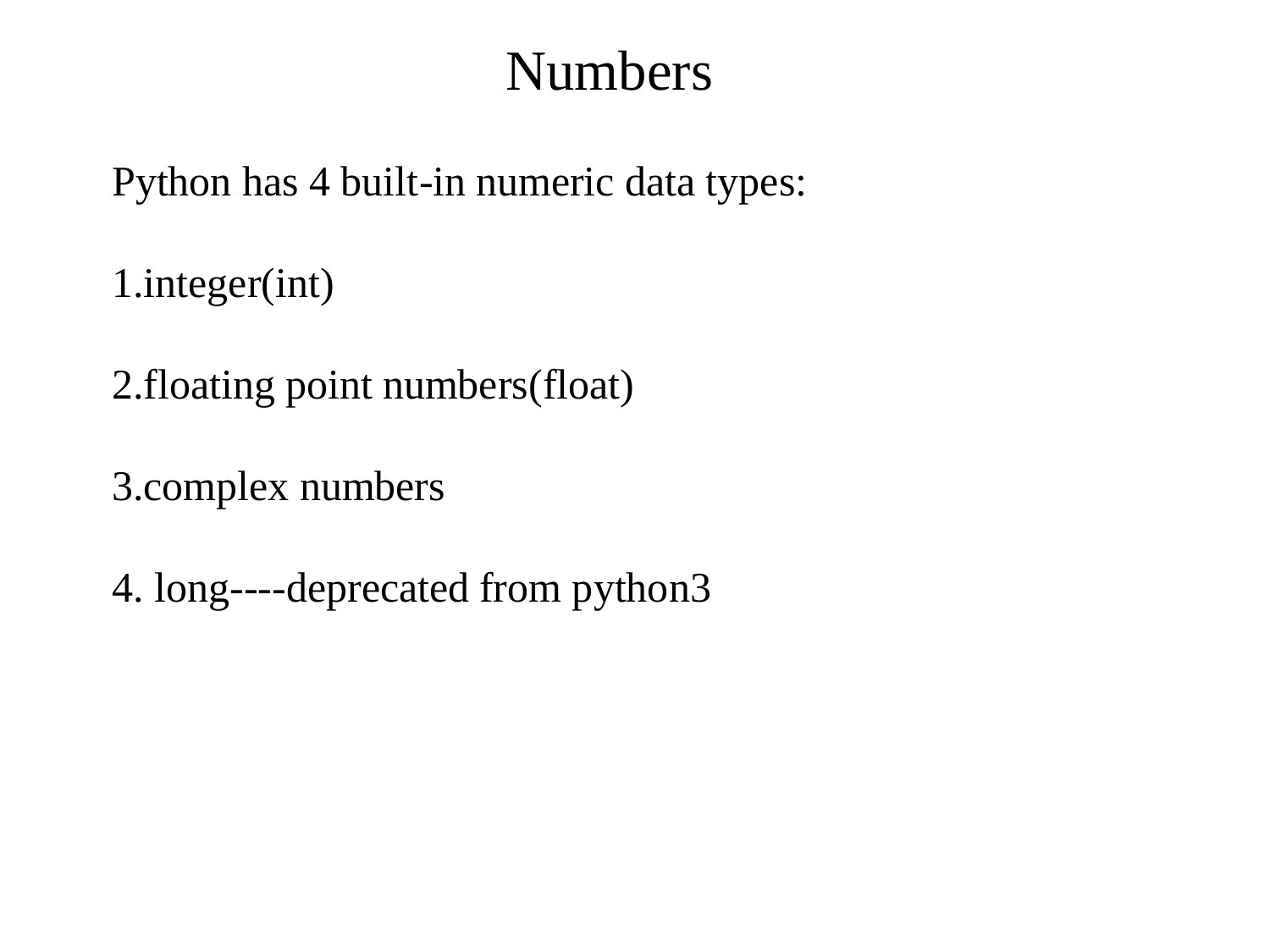# Numbers

Python has 4 built-in numeric data types:

1.integer(int)

2.floating point numbers(float)

3.complex numbers

4. long----deprecated from python3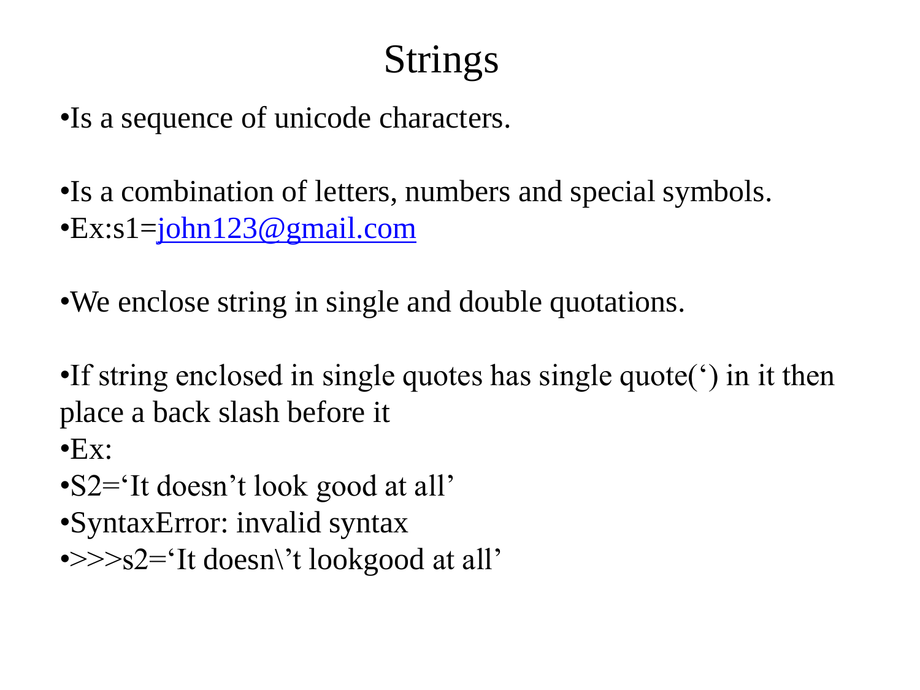# Strings

- Is a sequence of unicode characters.

- Is a combination of letters, numbers and special symbols.
- Ex:s1=john123@gmail.com

- We enclose string in single and double quotations.

- If string enclosed in single quotes has single quote(‘) in it then place a back slash before it
- Ex:
- S2=‘It doesn’t look good at all’
- SyntaxError: invalid syntax
- >>>s2=‘It doesn\’t lookgood at all’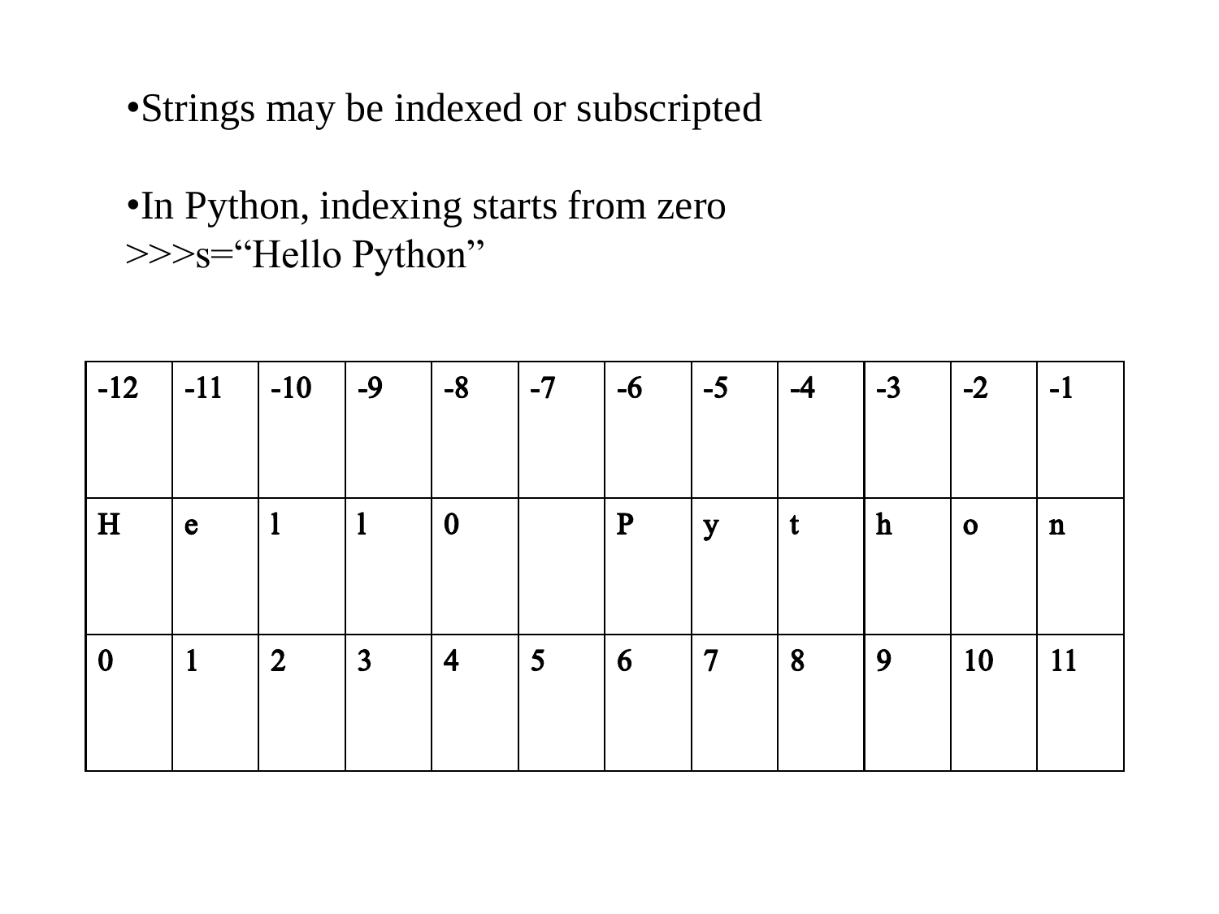- Strings may be indexed or subscripted
- In Python, indexing starts from zero

```
>>>s="Hello Python"
```

| -12 | -11 | -10 | -9 | -8 | -7 | -6 | -5 | -4 | -3 | -2 | -1 |
|---|---|---|---|---|---|---|---|---|---|---|---|
| H | e | l | l | 0 | | P | y | t | h | o | n |
| 0 | 1 | 2 | 3 | 4 | 5 | 6 | 7 | 8 | 9 | 10 | 11 |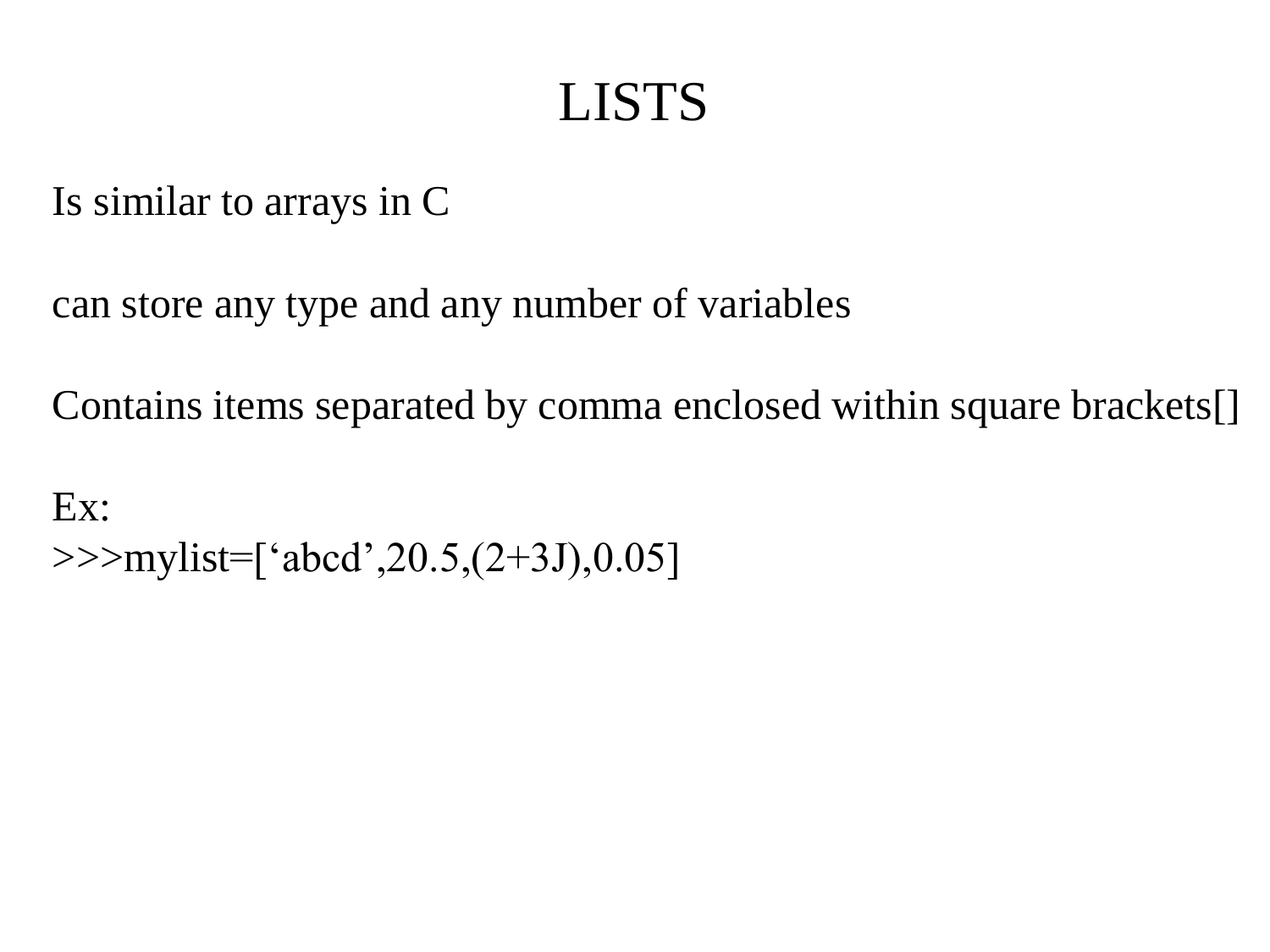# LISTS

Is similar to arrays in C

can store any type and any number of variables

Contains items separated by comma enclosed within square brackets[]

Ex:

```
>>>mylist=[‘abcd’,20.5,(2+3J),0.05]
```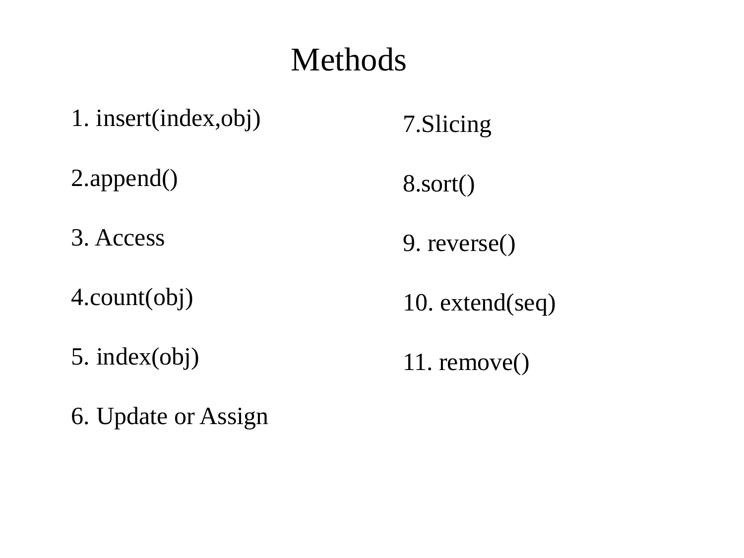# Methods

1. insert(index,obj)
2. append()
3. Access
4. count(obj)
5. index(obj)
6. Update or Assign
7. Slicing
8. sort()
9. reverse()
10. extend(seq)
11. remove()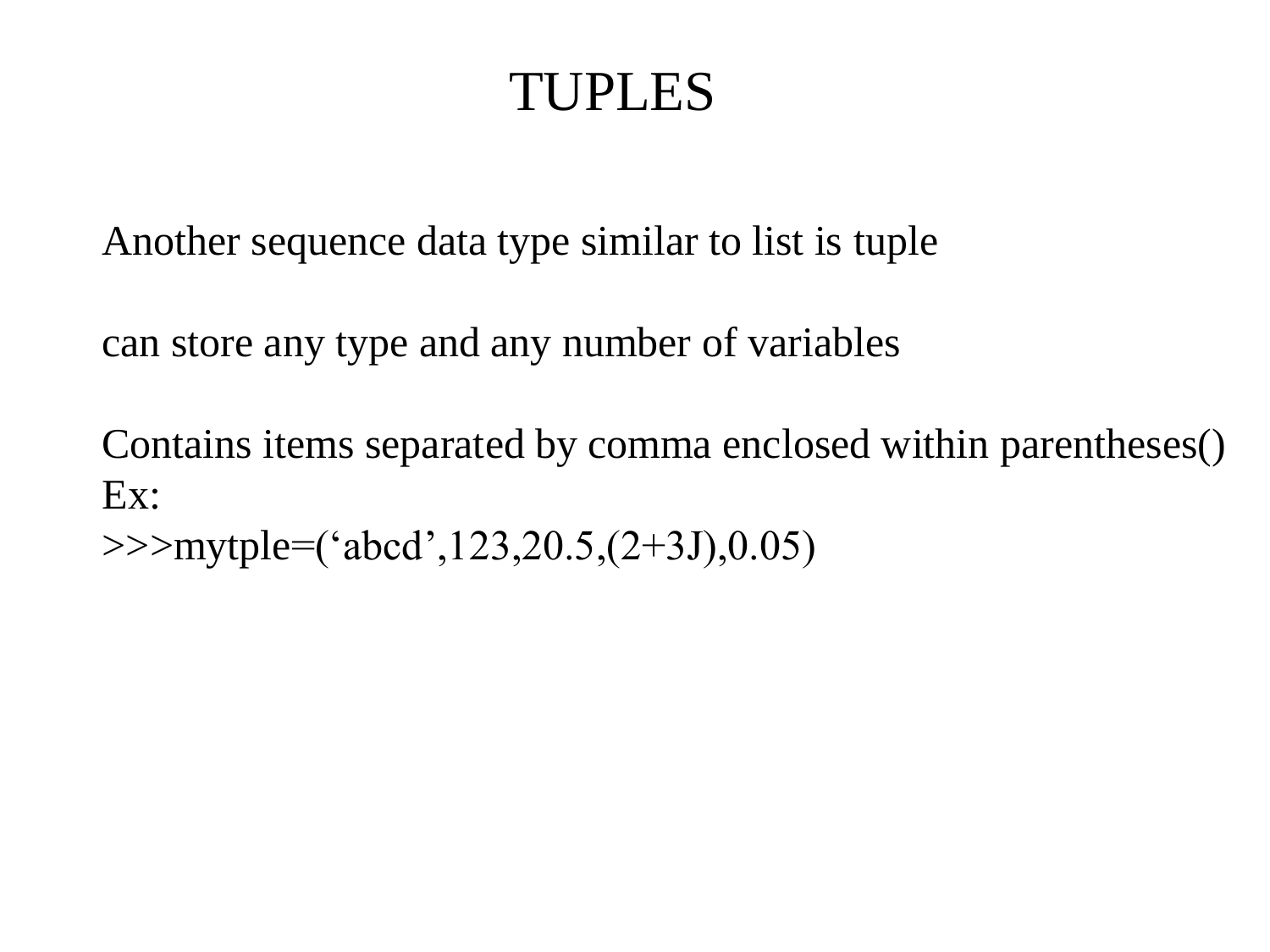# TUPLES

Another sequence data type similar to list is tuple

can store any type and any number of variables

Contains items separated by comma enclosed within parentheses()

Ex:

```
>>>mytple=('abcd',123,20.5,(2+3J),0.05)
```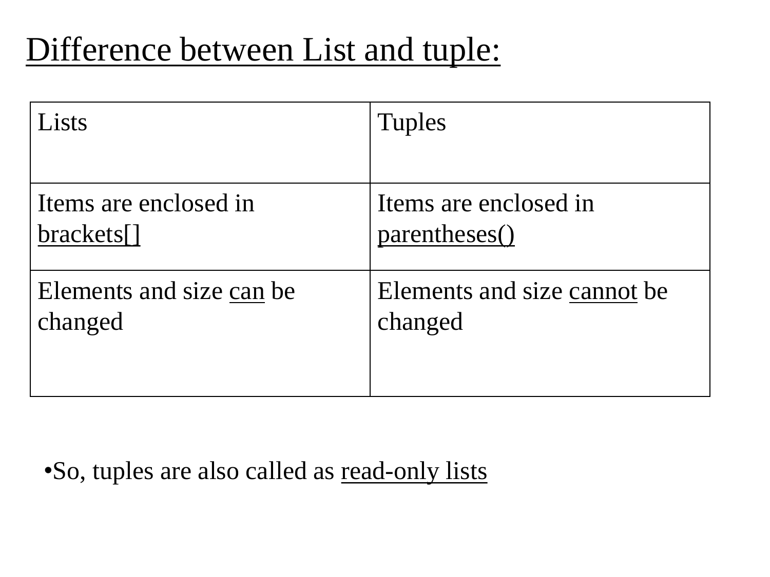# Difference between List and tuple:

| Lists | Tuples |
| --- | --- |
| Items are enclosed in brackets[] | Items are enclosed in parentheses() |
| Elements and size can be changed | Elements and size cannot be changed |

- So, tuples are also called as read-only lists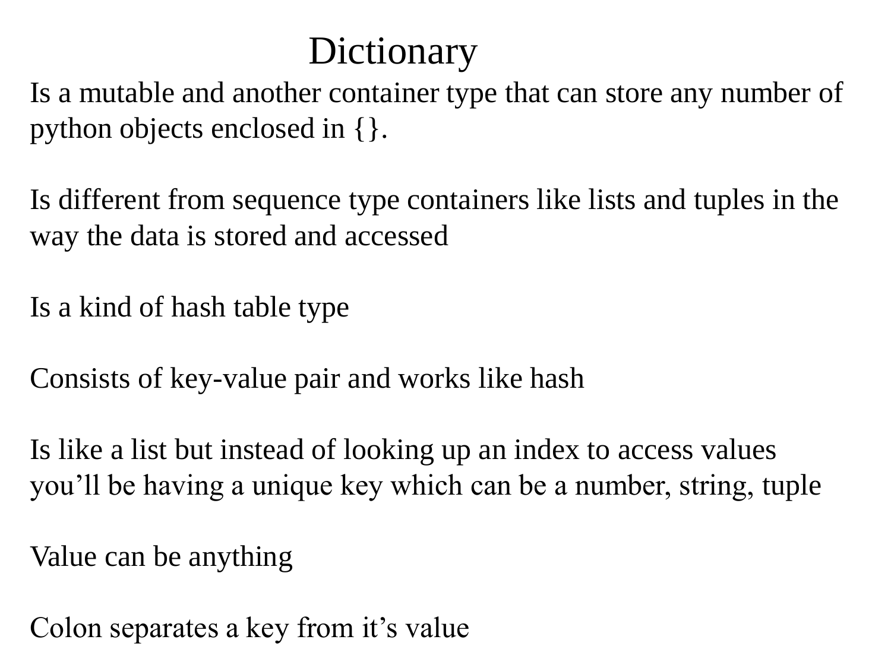# Dictionary

Is a mutable and another container type that can store any number of python objects enclosed in {}.

Is different from sequence type containers like lists and tuples in the way the data is stored and accessed

Is a kind of hash table type

Consists of key-value pair and works like hash

Is like a list but instead of looking up an index to access values you’ll be having a unique key which can be a number, string, tuple

Value can be anything

Colon separates a key from it’s value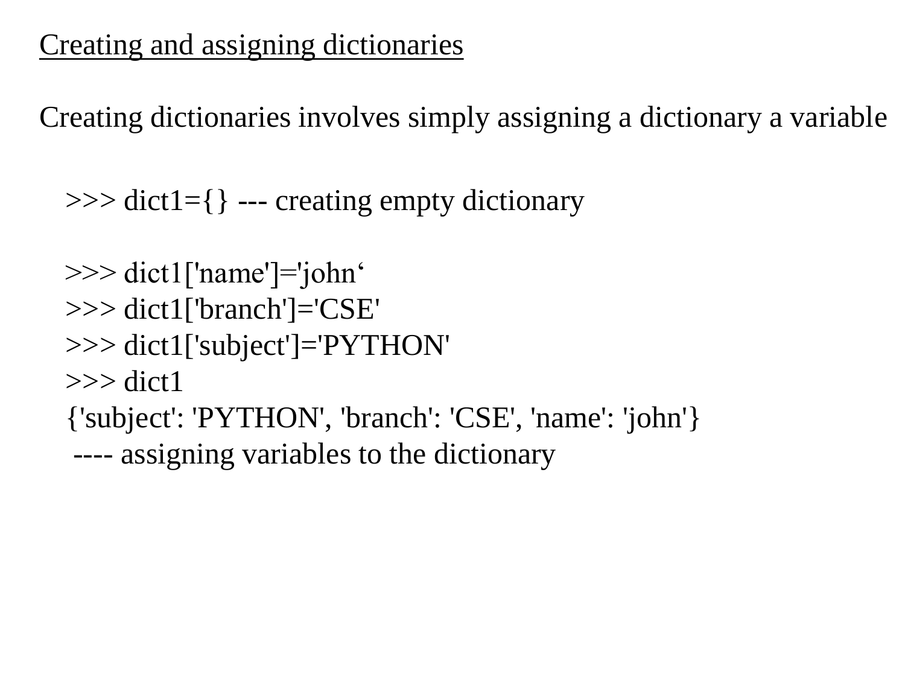## Creating and assigning dictionaries

Creating dictionaries involves simply assigning a dictionary a variable

```
>>> dict1={} --- creating empty dictionary

>>> dict1['name']='john‘
>>> dict1['branch']='CSE'
>>> dict1['subject']='PYTHON'
>>> dict1
{'subject': 'PYTHON', 'branch': 'CSE', 'name': 'john'}
 ---- assigning variables to the dictionary
```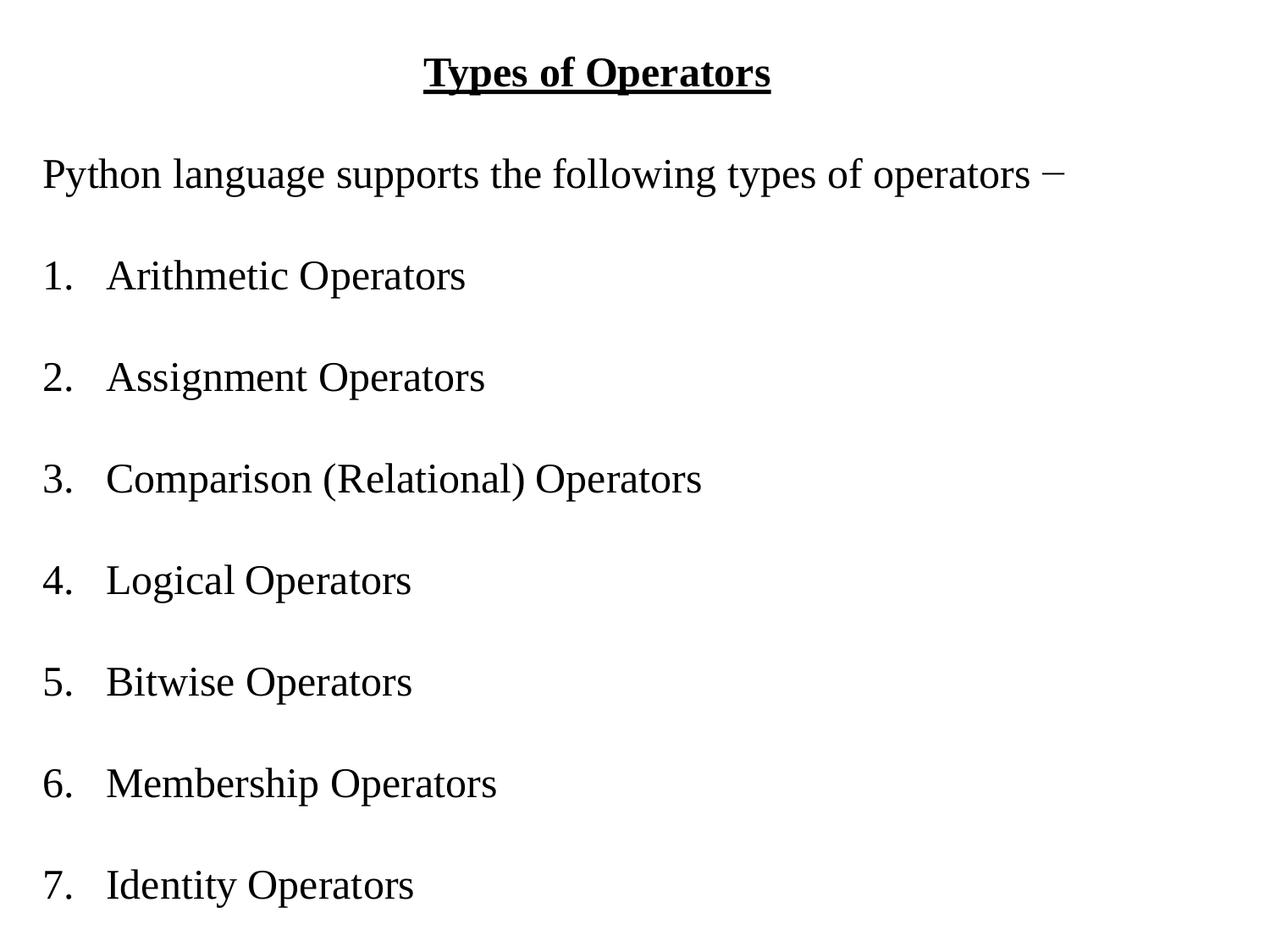## Types of Operators

Python language supports the following types of operators −

1. Arithmetic Operators
2. Assignment Operators
3. Comparison (Relational) Operators
4. Logical Operators
5. Bitwise Operators
6. Membership Operators
7. Identity Operators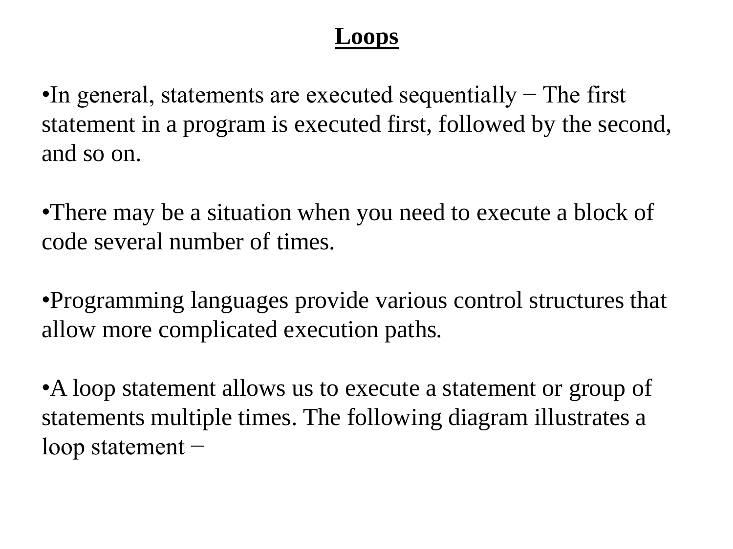# Loops

- In general, statements are executed sequentially − The first statement in a program is executed first, followed by the second, and so on.

- There may be a situation when you need to execute a block of code several number of times.

- Programming languages provide various control structures that allow more complicated execution paths.

- A loop statement allows us to execute a statement or group of statements multiple times. The following diagram illustrates a loop statement −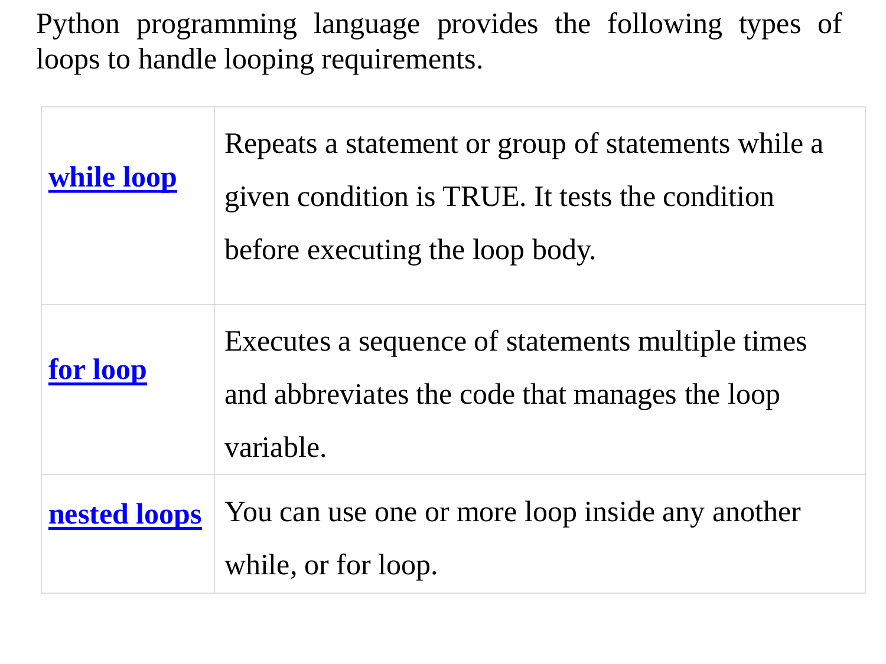Python programming language provides the following types of loops to handle looping requirements.

| | |
|---|---|
| **while loop** | Repeats a statement or group of statements while a given condition is TRUE. It tests the condition before executing the loop body. |
| **for loop** | Executes a sequence of statements multiple times and abbreviates the code that manages the loop variable. |
| **nested loops** | You can use one or more loop inside any another while, or for loop. |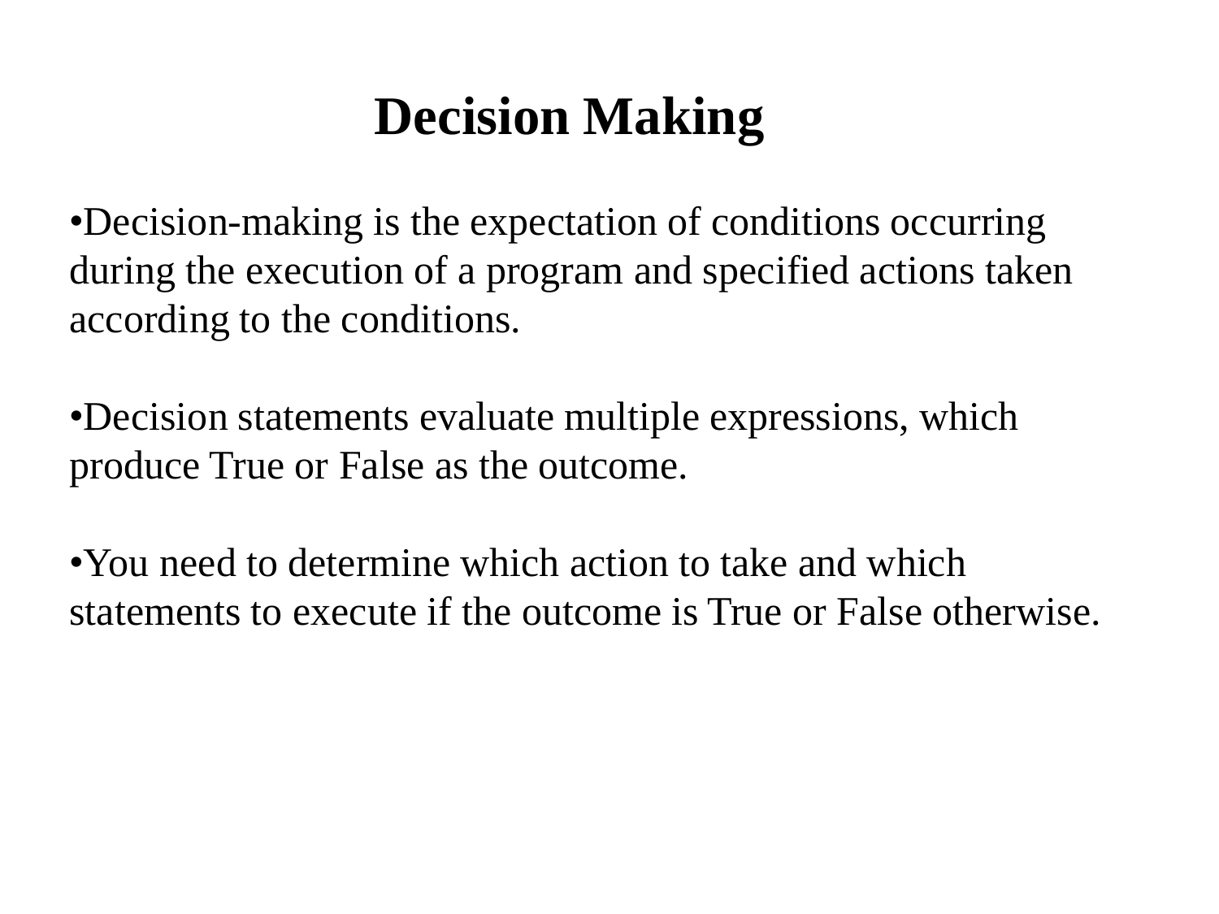# Decision Making

- Decision-making is the expectation of conditions occurring during the execution of a program and specified actions taken according to the conditions.

- Decision statements evaluate multiple expressions, which produce True or False as the outcome.

- You need to determine which action to take and which statements to execute if the outcome is True or False otherwise.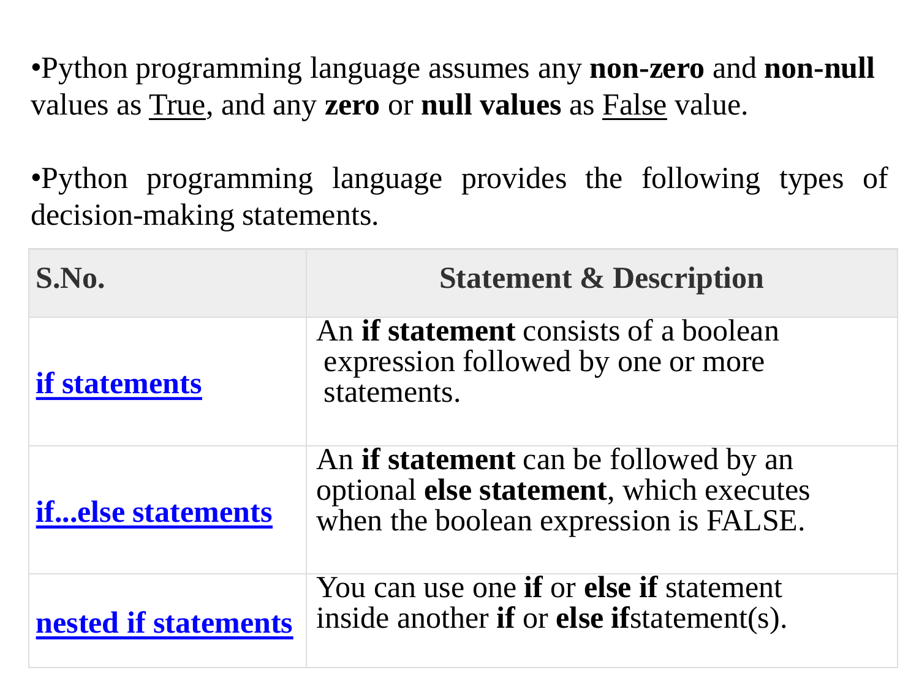- Python programming language assumes any **non-zero** and **non-null** values as <u>True</u>, and any **zero** or **null values** as <u>False</u> value.

- Python programming language provides the following types of decision-making statements.

| S.No. | Statement & Description |
| --- | --- |
| **if statements** | An **if statement** consists of a boolean expression followed by one or more statements. |
| **if...else statements** | An **if statement** can be followed by an optional **else statement**, which executes when the boolean expression is FALSE. |
| **nested if statements** | You can use one **if** or **else if** statement inside another **if** or **else if**statement(s). |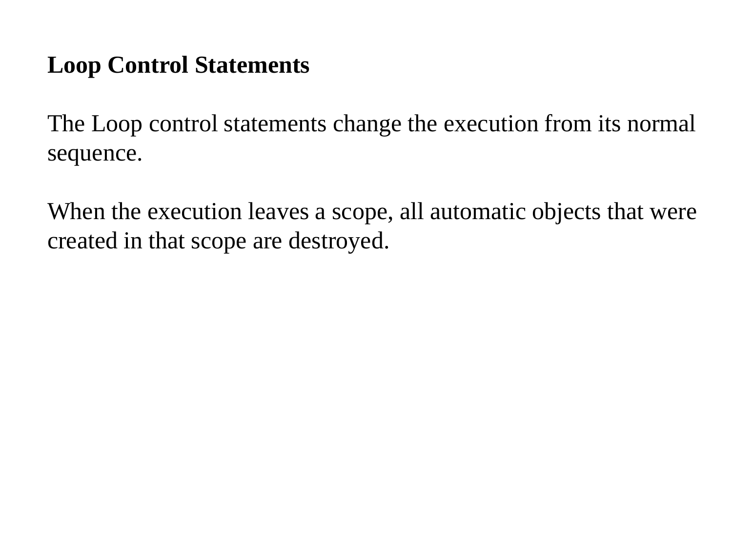**Loop Control Statements**

The Loop control statements change the execution from its normal sequence.

When the execution leaves a scope, all automatic objects that were created in that scope are destroyed.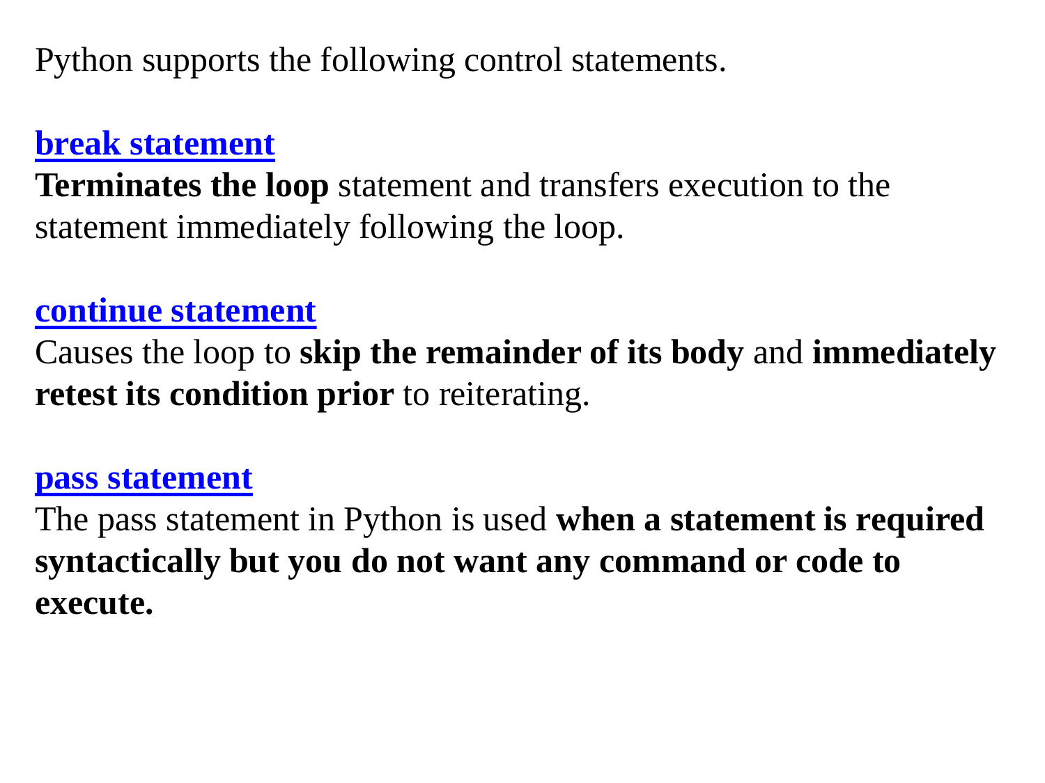Python supports the following control statements.

**break statement**
**Terminates the loop** statement and transfers execution to the statement immediately following the loop.

**continue statement**
Causes the loop to **skip the remainder of its body** and **immediately retest its condition prior** to reiterating.

**pass statement**
The pass statement in Python is used **when a statement is required syntactically but you do not want any command or code to execute.**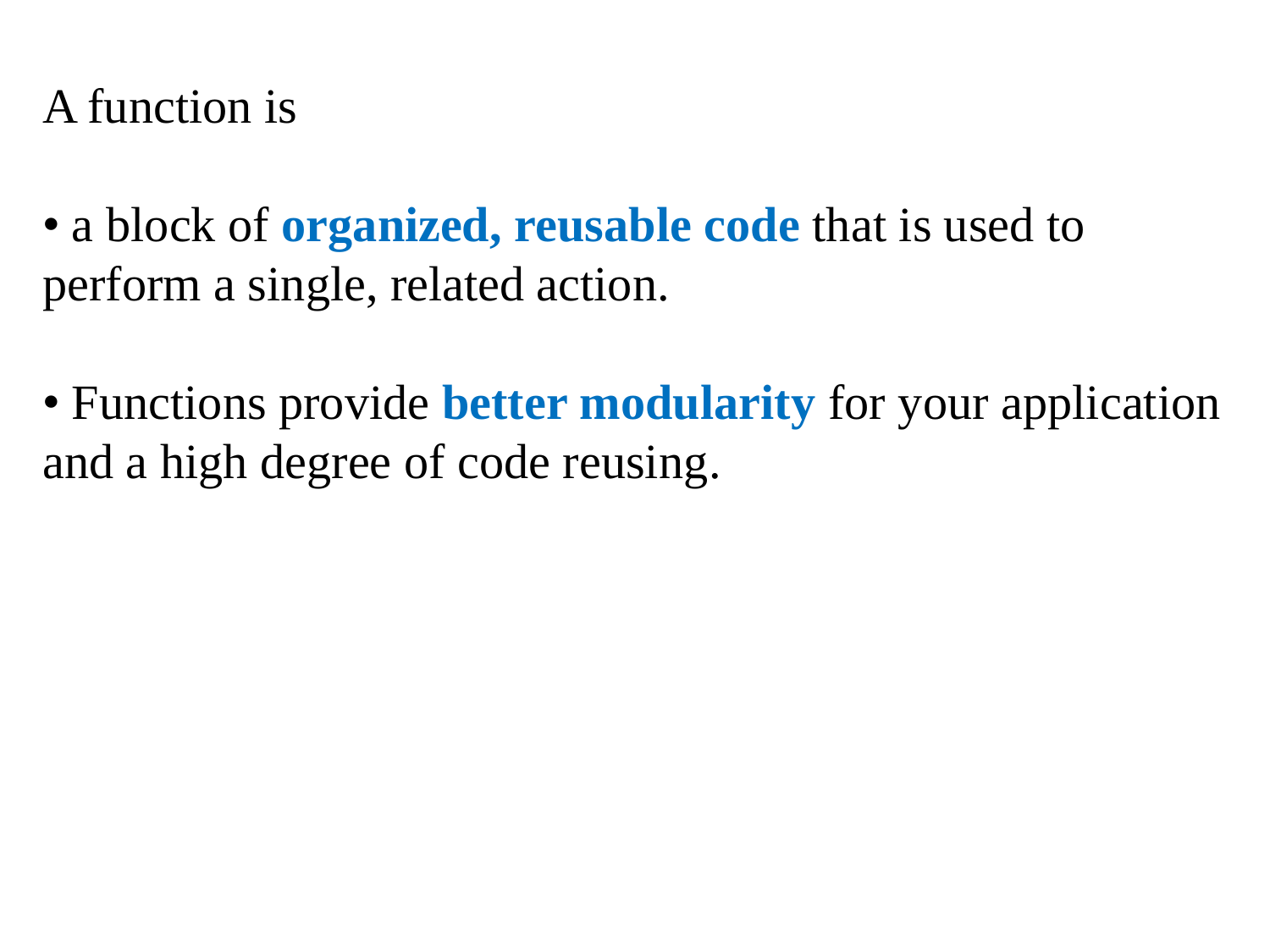A function is

- a block of **organized, reusable code** that is used to perform a single, related action.

- Functions provide **better modularity** for your application and a high degree of code reusing.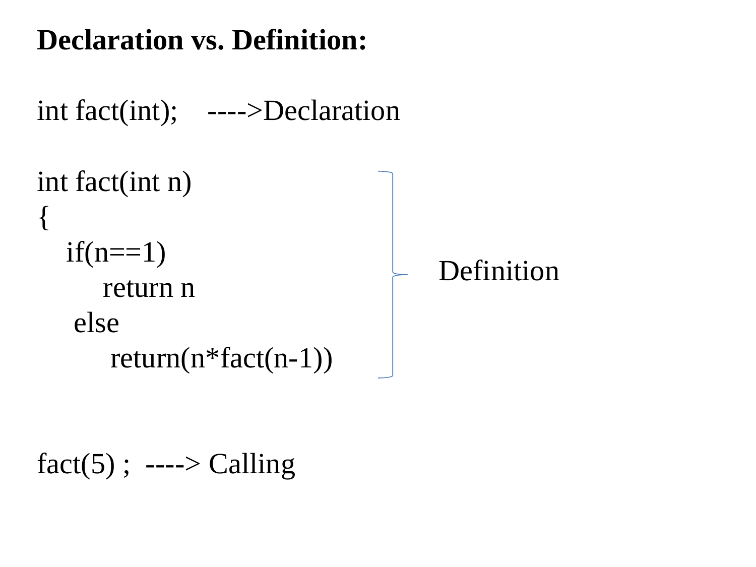**Declaration vs. Definition:**

```
int fact(int);    ---->Declaration
```

```
int fact(int n)
{
    if(n==1)
        return n
    else
        return(n*fact(n-1))
}
```

Definition

```
fact(5) ;  ----> Calling
```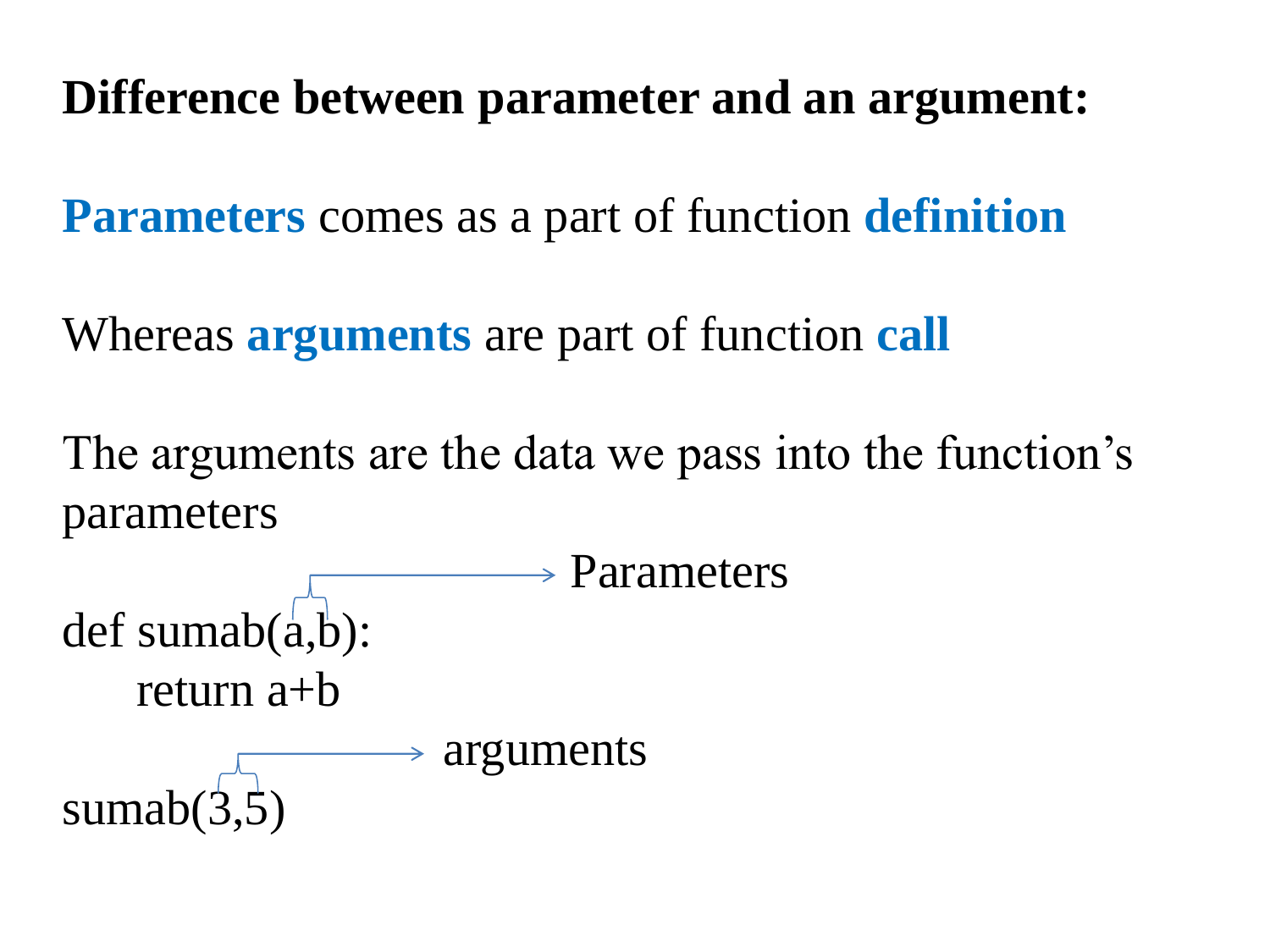**Difference between parameter and an argument:**

**Parameters** comes as a part of function **definition**

Whereas **arguments** are part of function **call**

The arguments are the data we pass into the function's parameters

```
def sumab(a,b):        → Parameters
    return a+b

sumab(3,5)             → arguments
```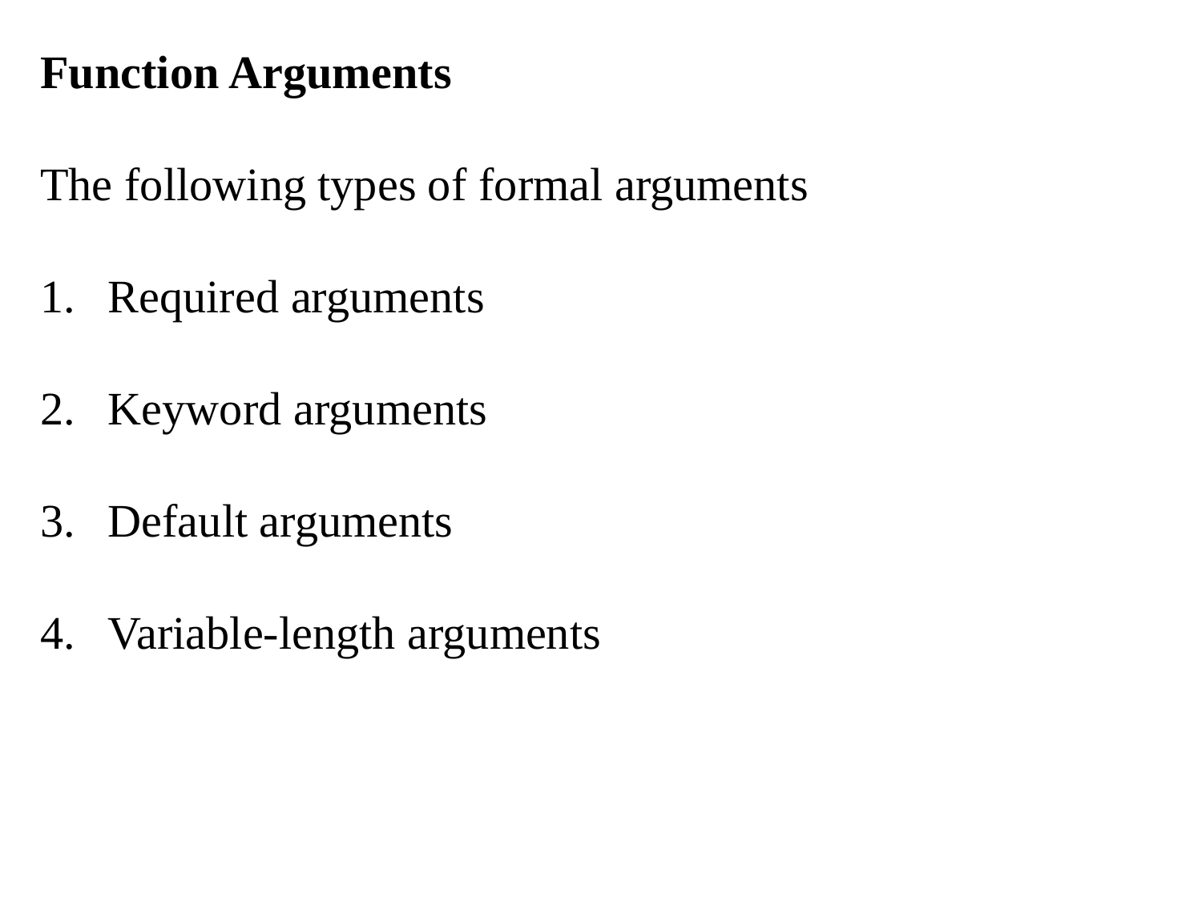**Function Arguments**

The following types of formal arguments

1. Required arguments

2. Keyword arguments

3. Default arguments

4. Variable-length arguments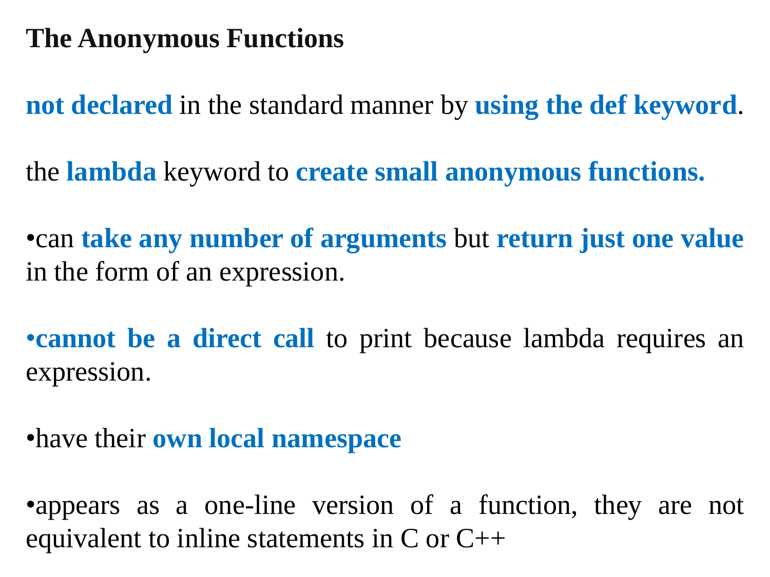**The Anonymous Functions**

**not declared** in the standard manner by **using the def keyword**.

the **lambda** keyword to **create small anonymous functions.**

- can **take any number of arguments** but **return just one value** in the form of an expression.

- **cannot be a direct call** to print because lambda requires an expression.

- have their **own local namespace**

- appears as a one-line version of a function, they are not equivalent to inline statements in C or C++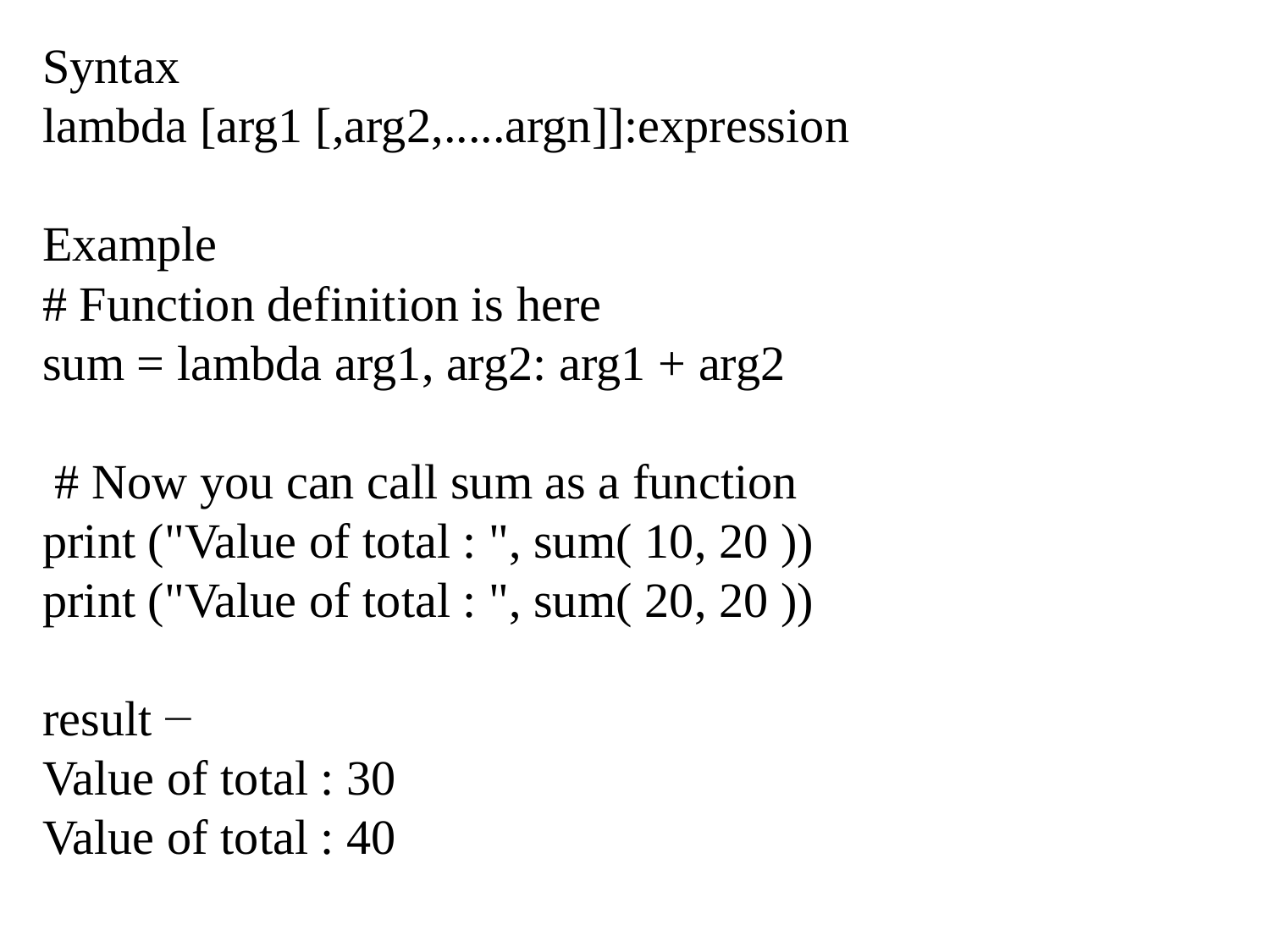Syntax

```
lambda [arg1 [,arg2,.....argn]]:expression
```

Example

```
# Function definition is here
sum = lambda arg1, arg2: arg1 + arg2

 # Now you can call sum as a function
print ("Value of total : ", sum( 10, 20 ))
print ("Value of total : ", sum( 20, 20 ))
```

result −

```
Value of total : 30
Value of total : 40
```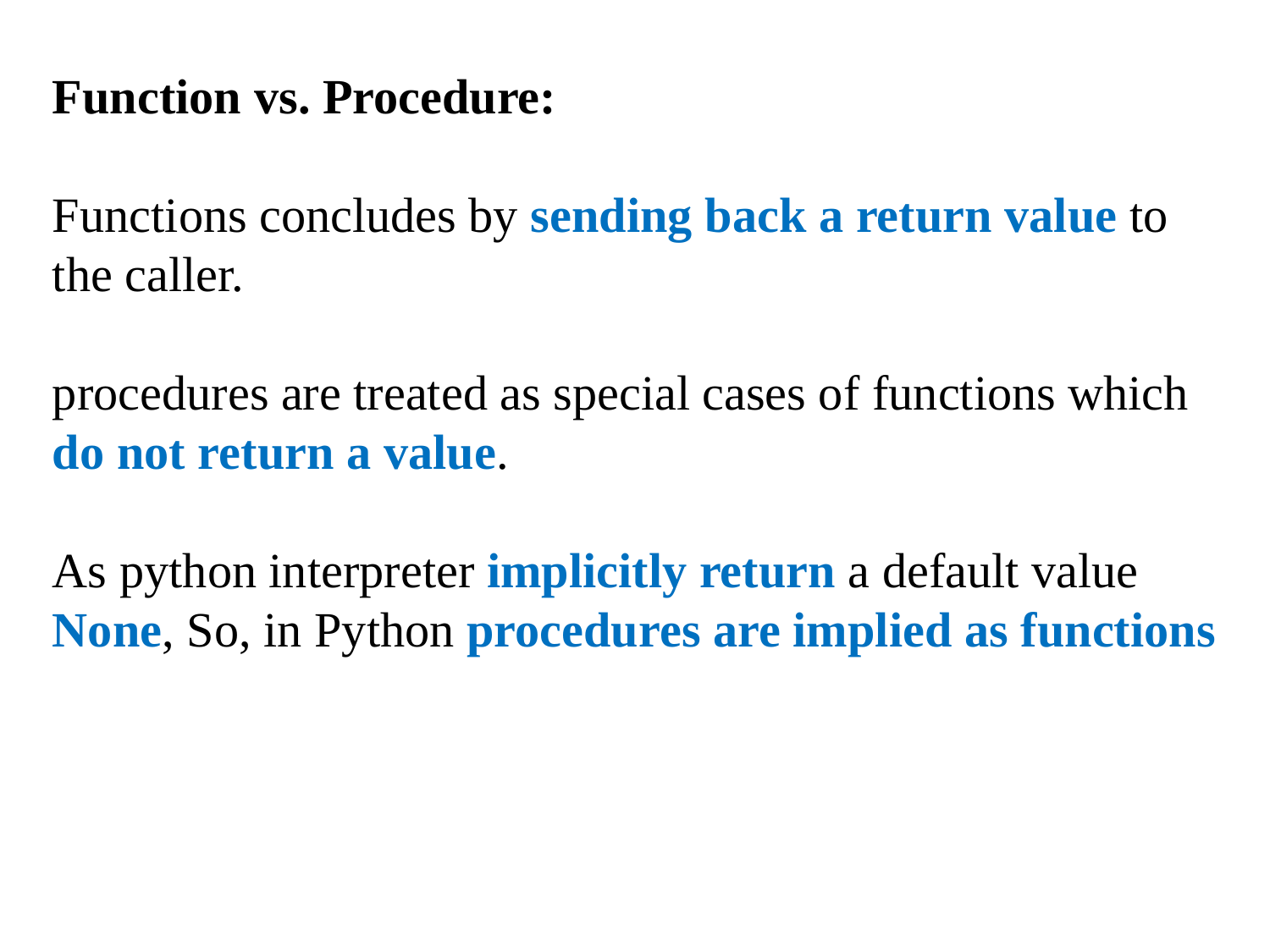**Function vs. Procedure:**

Functions concludes by **sending back a return value** to the caller.

procedures are treated as special cases of functions which **do not return a value**.

As python interpreter **implicitly return** a default value **None**, So, in Python **procedures are implied as functions**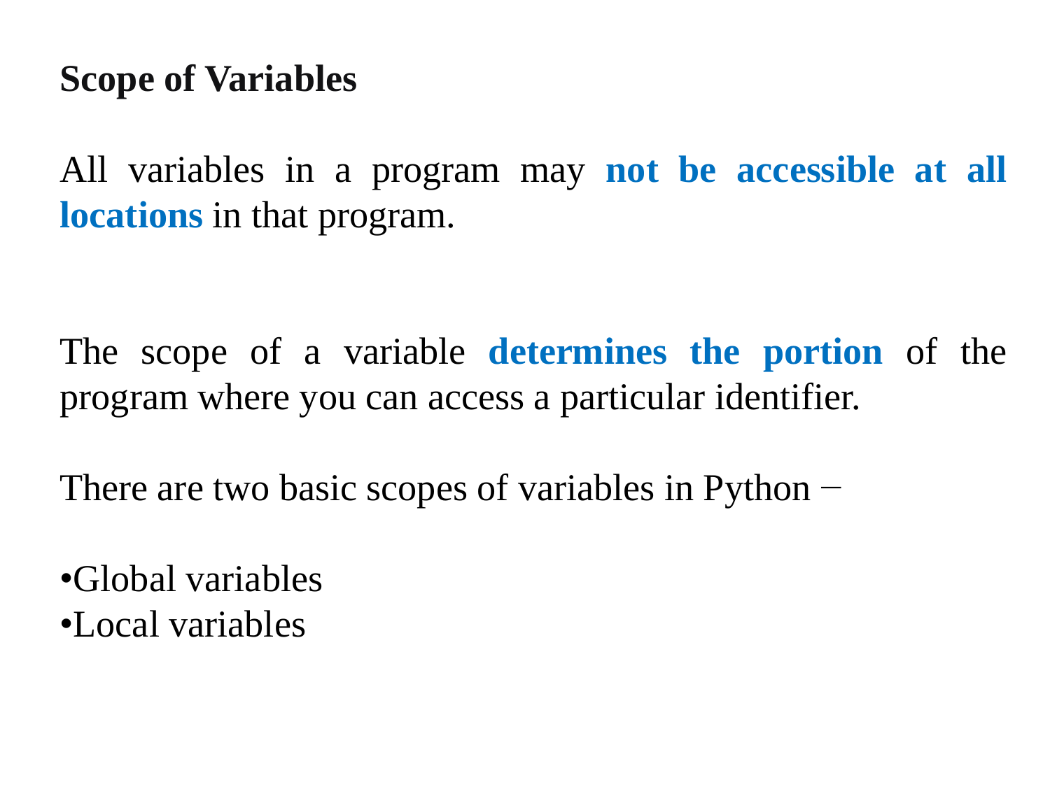## Scope of Variables

All variables in a program may **not be accessible at all locations** in that program.

The scope of a variable **determines the portion** of the program where you can access a particular identifier.

There are two basic scopes of variables in Python −

- Global variables
- Local variables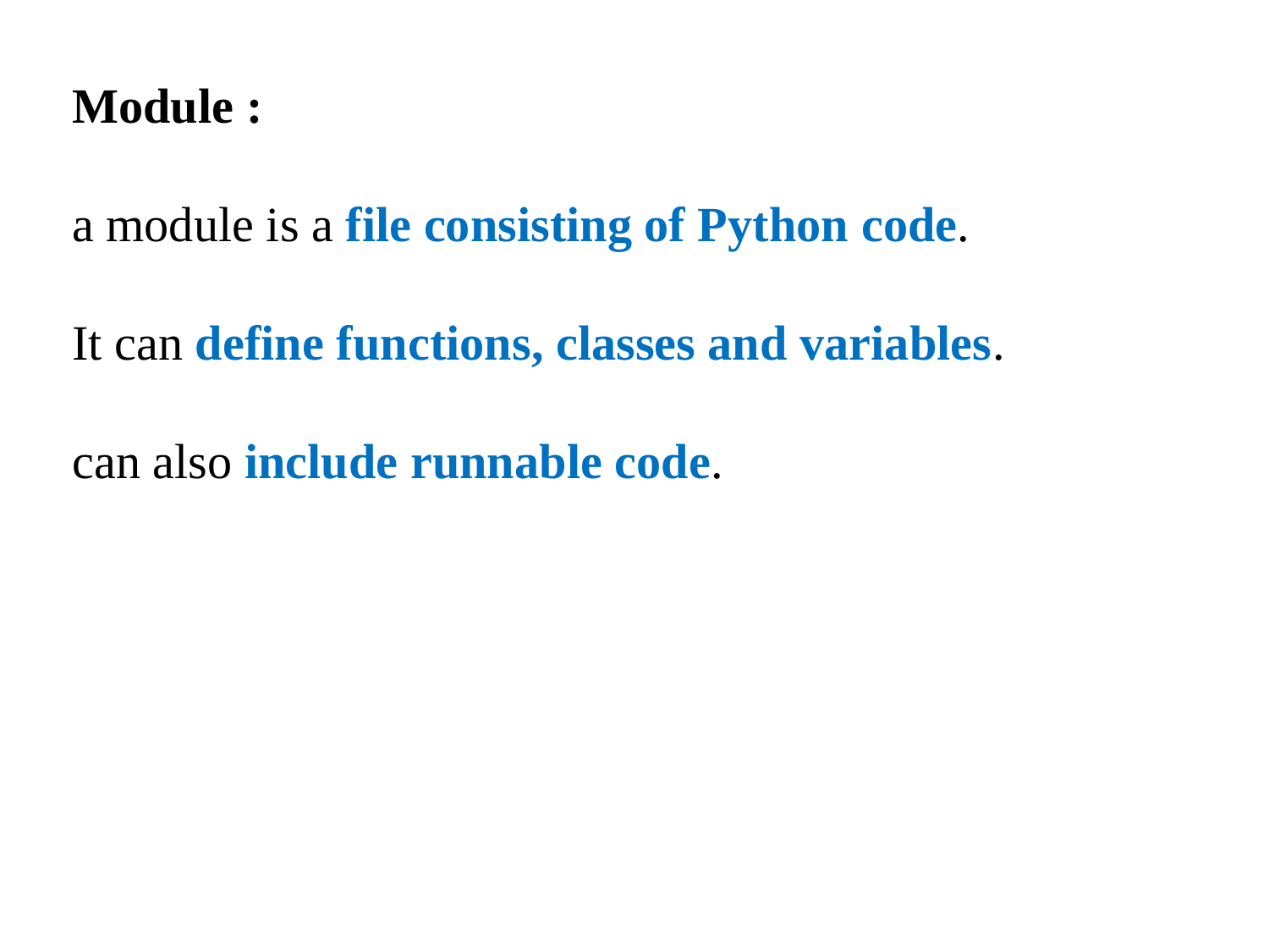**Module :**

a module is a **file consisting of Python code**.

It can **define functions, classes and variables**.

can also **include runnable code**.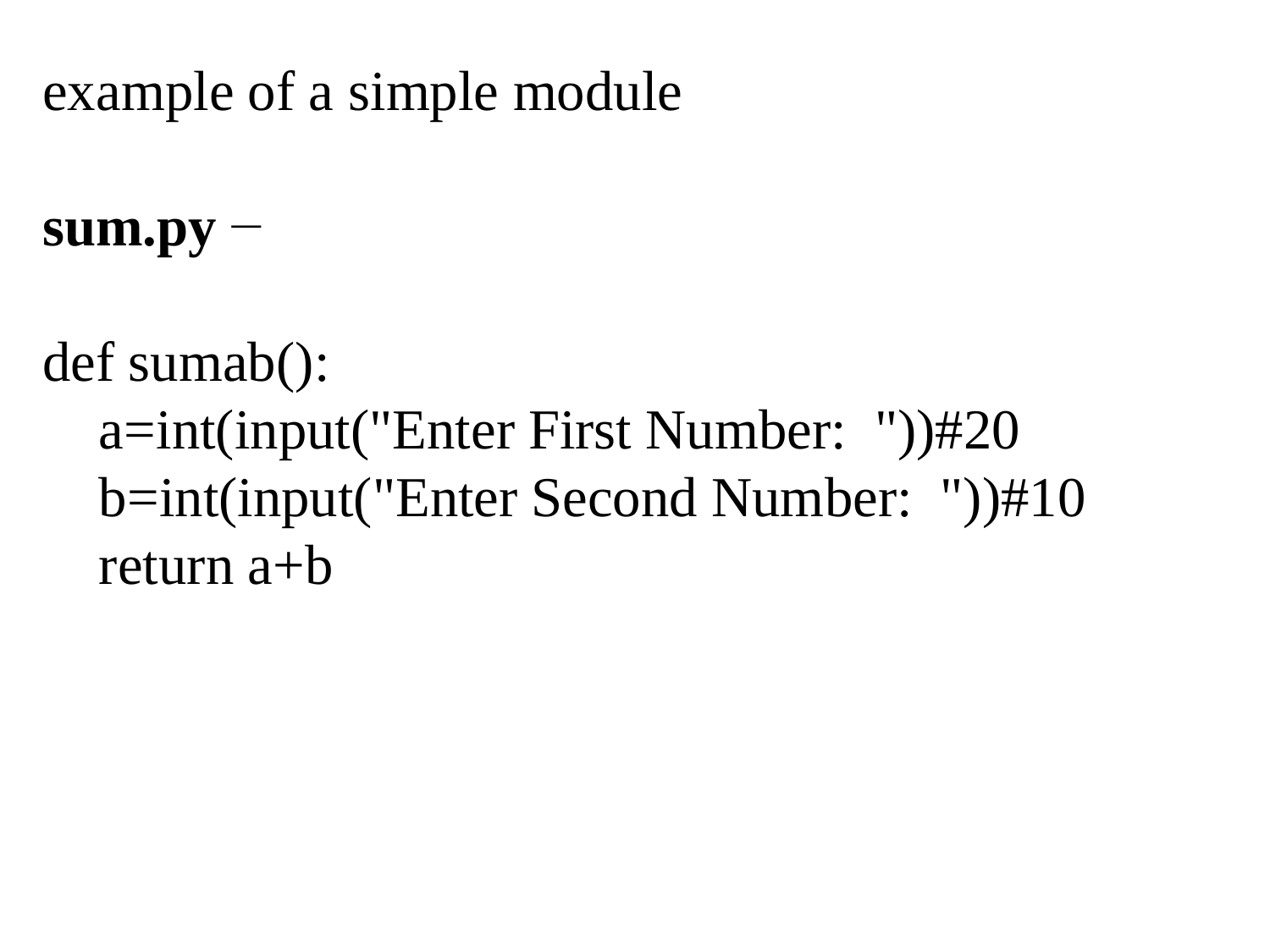example of a simple module

**sum.py** –

```
def sumab():
    a=int(input("Enter First Number:  "))#20
    b=int(input("Enter Second Number:  "))#10
    return a+b
```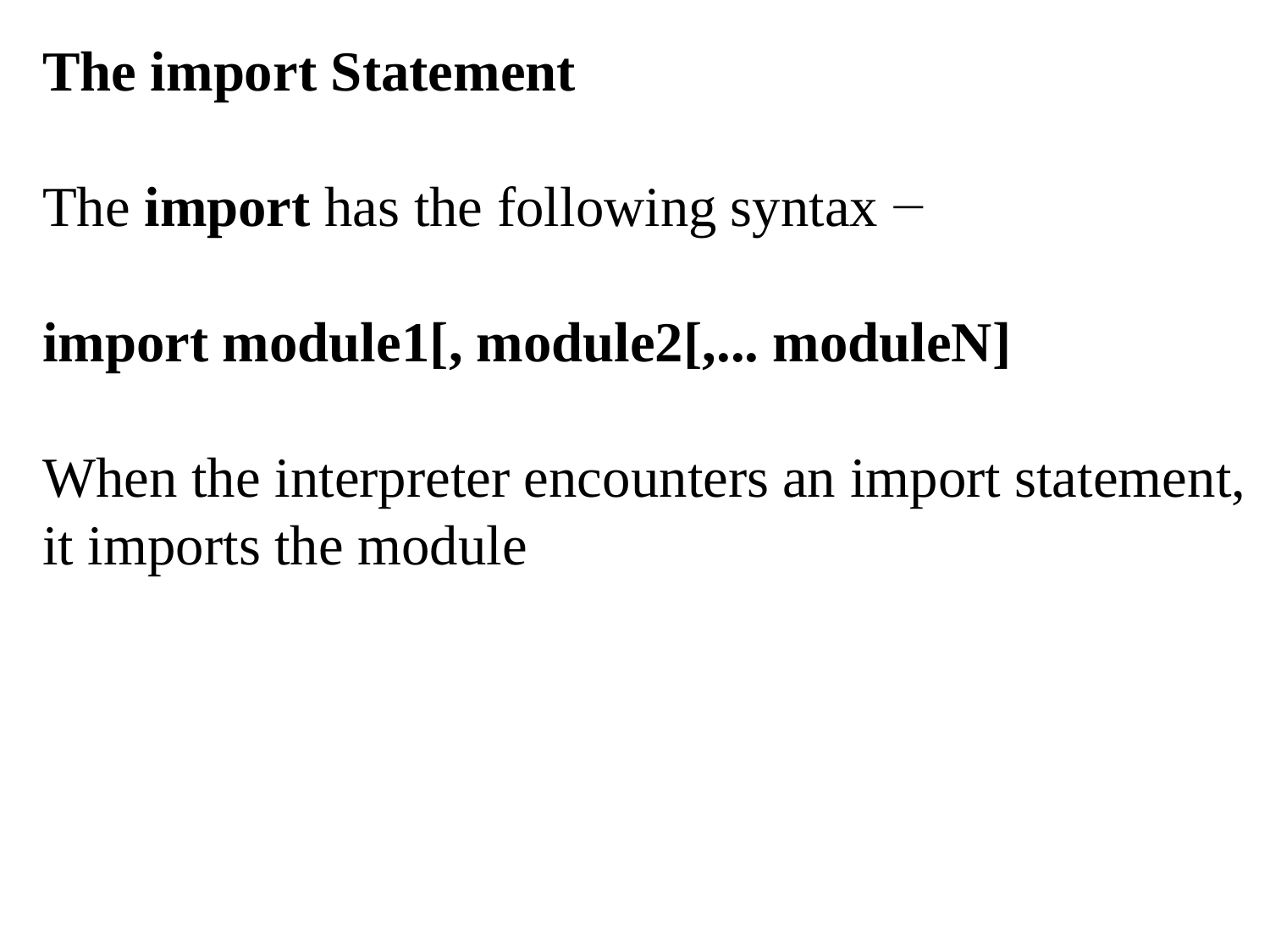**The import Statement**

The **import** has the following syntax −

**import module1[, module2[,... moduleN]**

When the interpreter encounters an import statement, it imports the module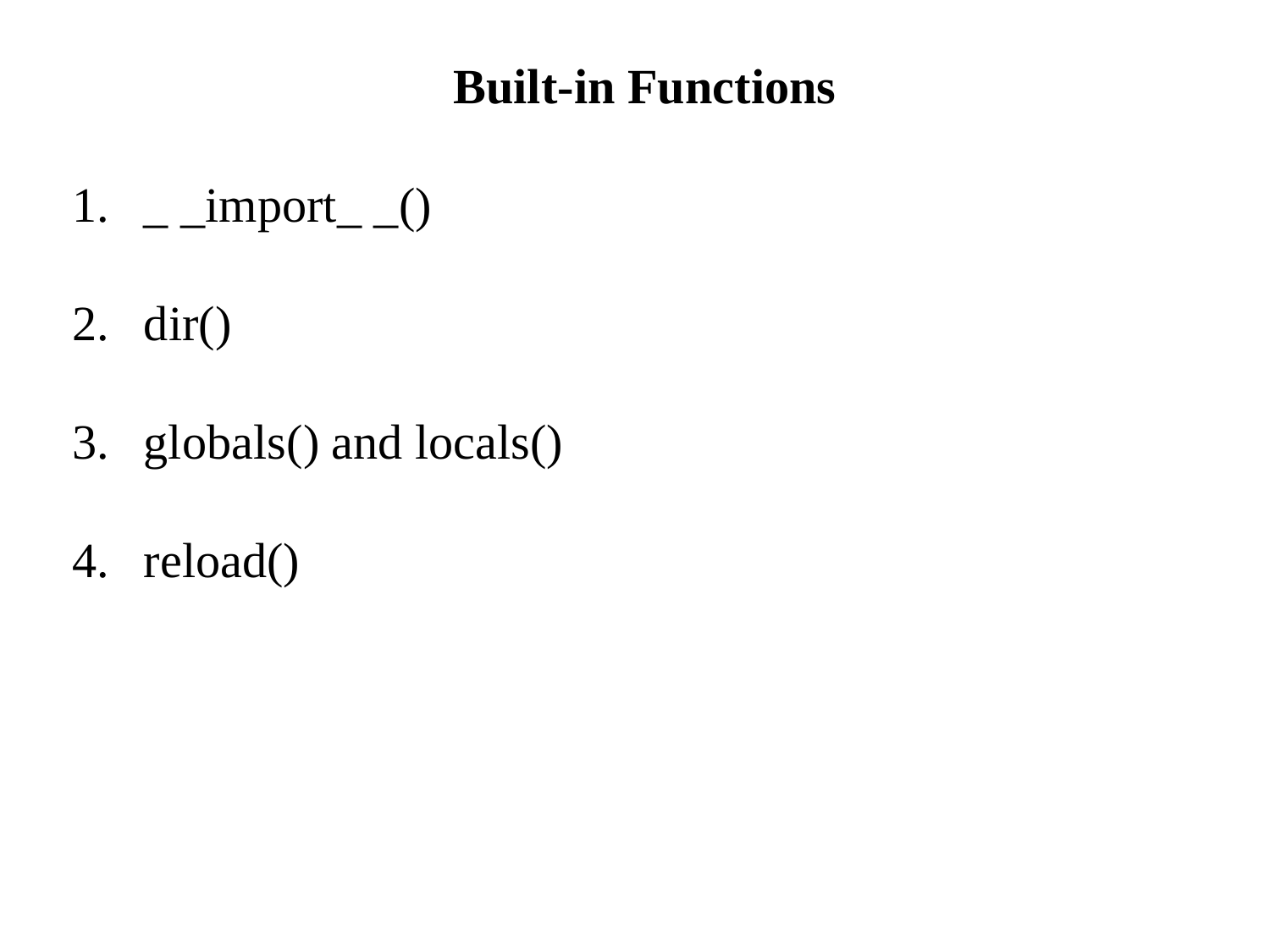# Built-in Functions

1. _ _import_ _()

2. dir()

3. globals() and locals()

4. reload()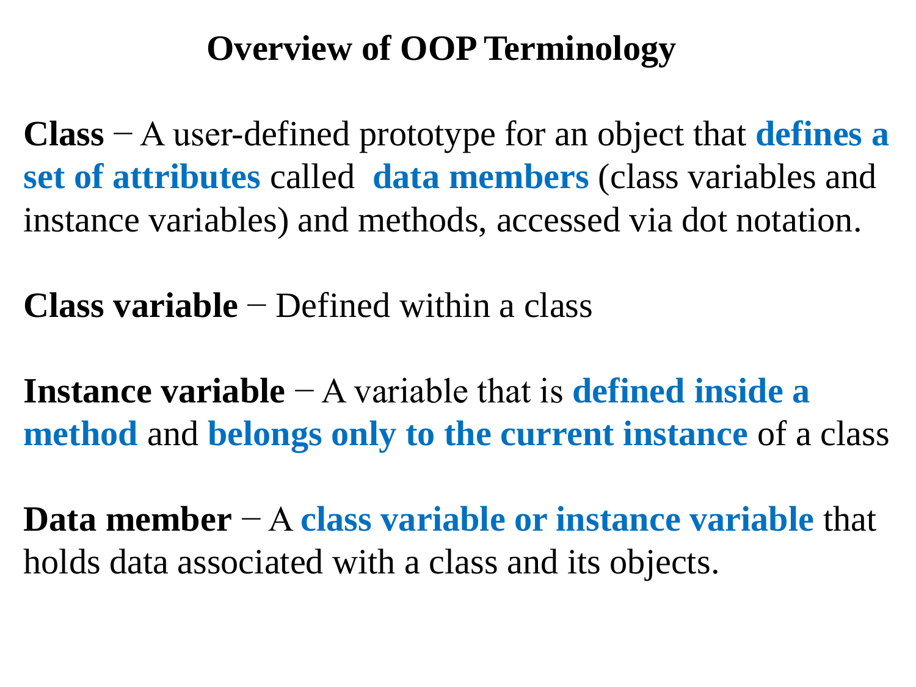# Overview of OOP Terminology

**Class** − A user-defined prototype for an object that **defines a set of attributes** called **data members** (class variables and instance variables) and methods, accessed via dot notation.

**Class variable** − Defined within a class

**Instance variable** − A variable that is **defined inside a method** and **belongs only to the current instance** of a class

**Data member** − A **class variable or instance variable** that holds data associated with a class and its objects.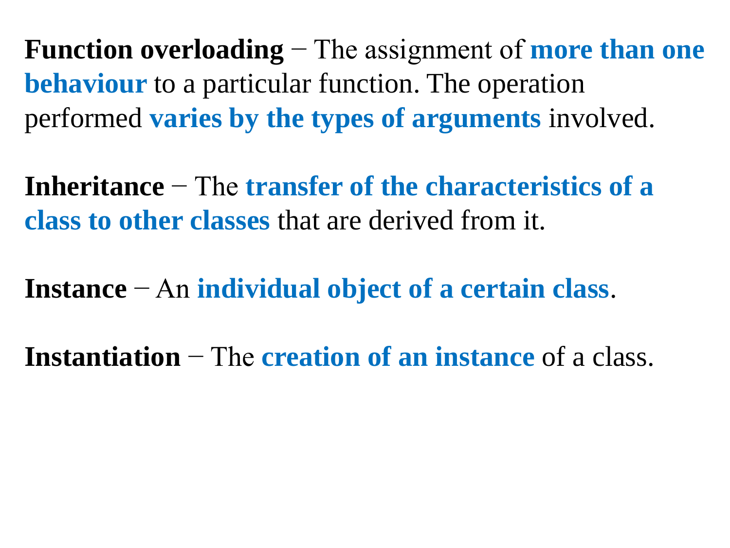**Function overloading** − The assignment of **more than one behaviour** to a particular function. The operation performed **varies by the types of arguments** involved.

**Inheritance** − The **transfer of the characteristics of a class to other classes** that are derived from it.

**Instance** − An **individual object of a certain class**.

**Instantiation** − The **creation of an instance** of a class.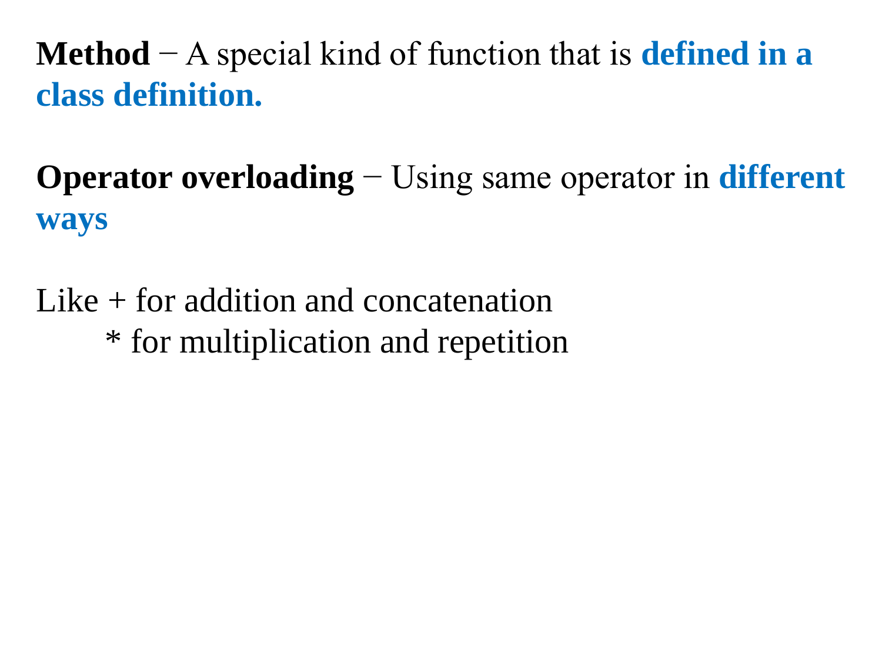**Method** − A special kind of function that is **defined in a class definition.**

**Operator overloading** − Using same operator in **different ways**

Like + for addition and concatenation
        * for multiplication and repetition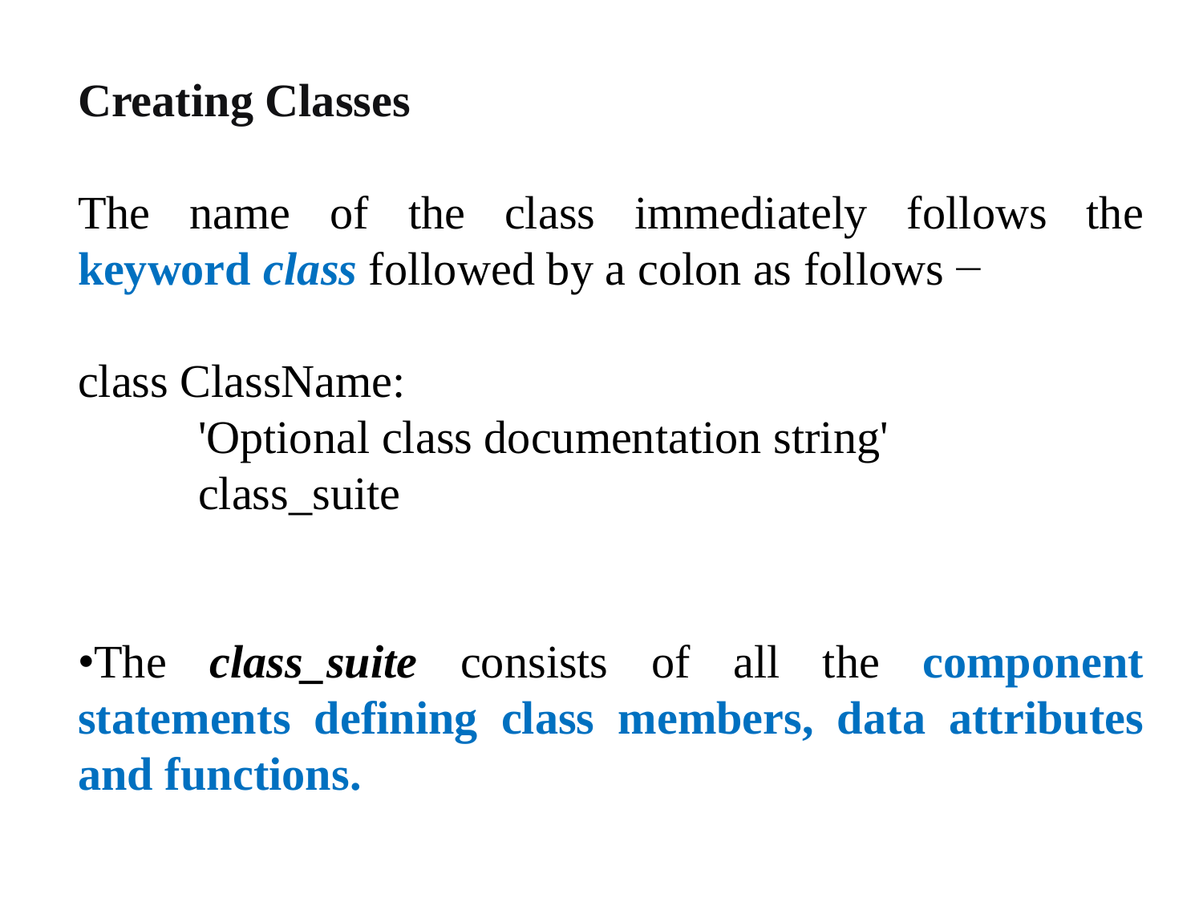## Creating Classes

The name of the class immediately follows the **keyword *class*** followed by a colon as follows −

```
class ClassName:
    'Optional class documentation string'
    class_suite
```

- The ***class_suite*** consists of all the **component statements defining class members, data attributes and functions.**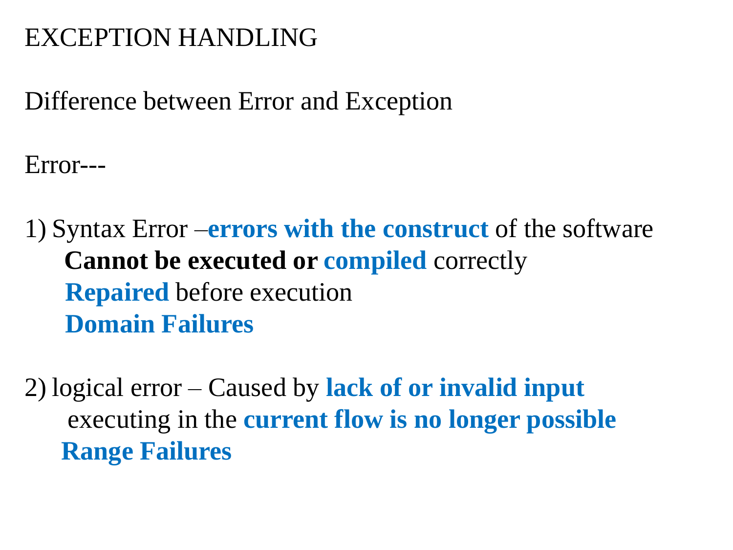EXCEPTION HANDLING

Difference between Error and Exception

Error---

1) Syntax Error –**errors with the construct** of the software
   **Cannot be executed or compiled** correctly
   **Repaired** before execution
   **Domain Failures**

2) logical error – Caused by **lack of or invalid input**
   executing in the **current flow is no longer possible**
   **Range Failures**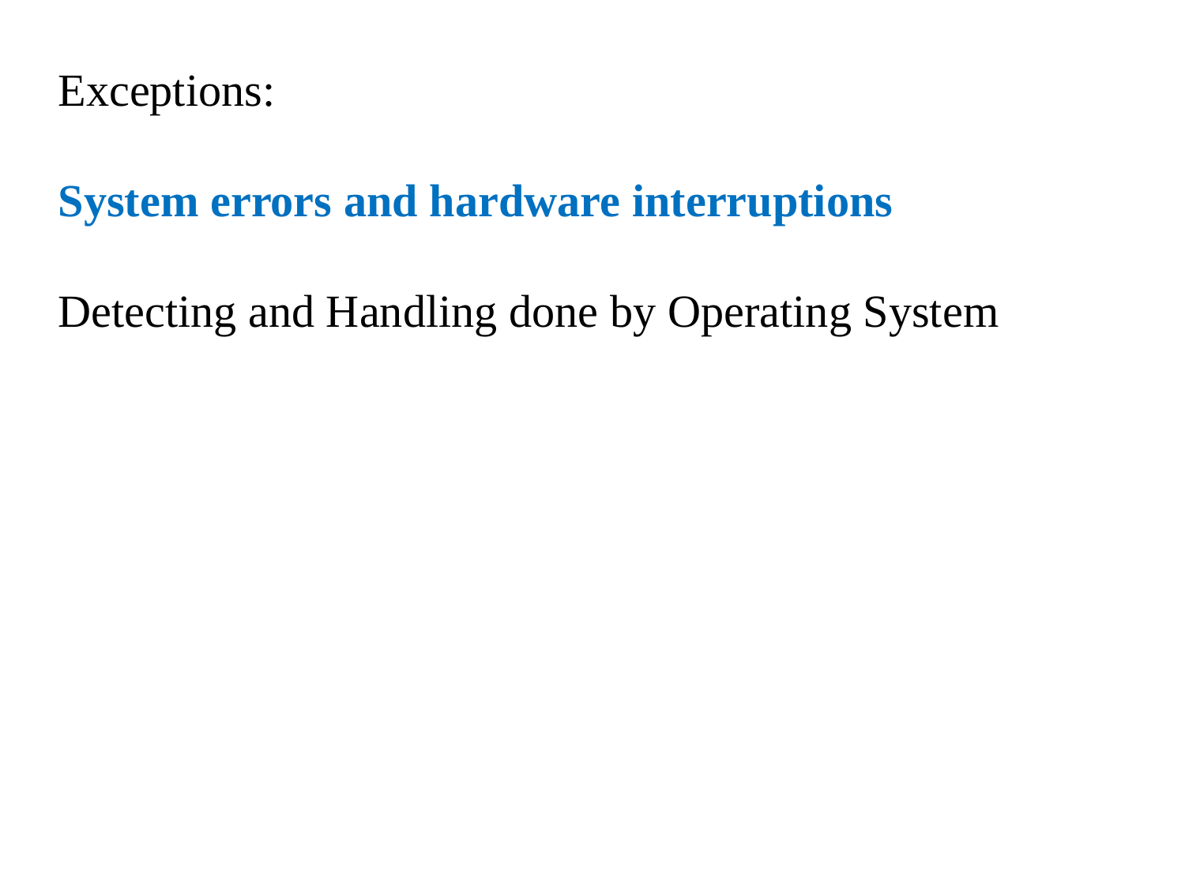Exceptions:

## System errors and hardware interruptions

Detecting and Handling done by Operating System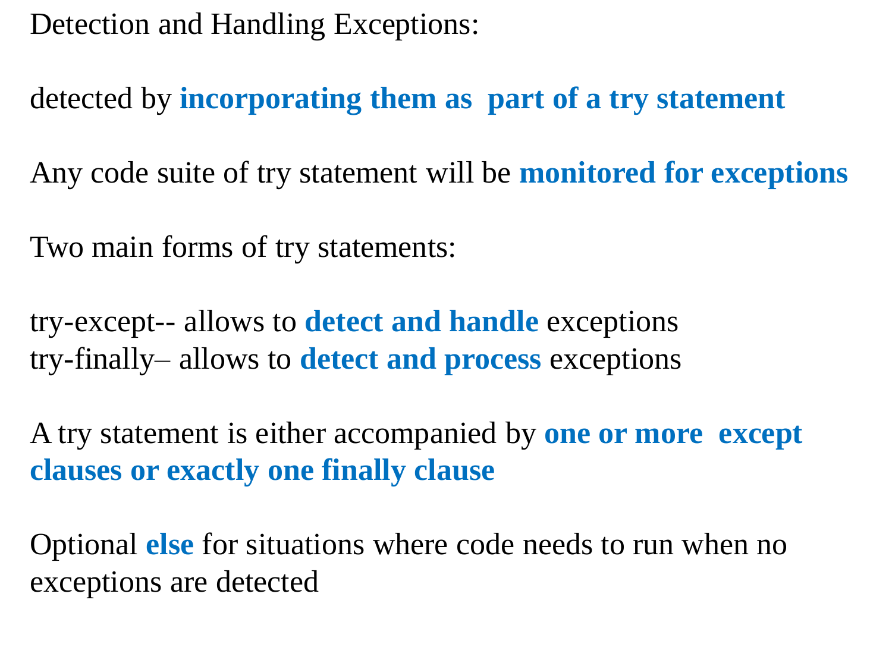Detection and Handling Exceptions:

detected by **incorporating them as part of a try statement**

Any code suite of try statement will be **monitored for exceptions**

Two main forms of try statements:

try-except-- allows to **detect and handle** exceptions
try-finally– allows to **detect and process** exceptions

A try statement is either accompanied by **one or more except clauses or exactly one finally clause**

Optional **else** for situations where code needs to run when no exceptions are detected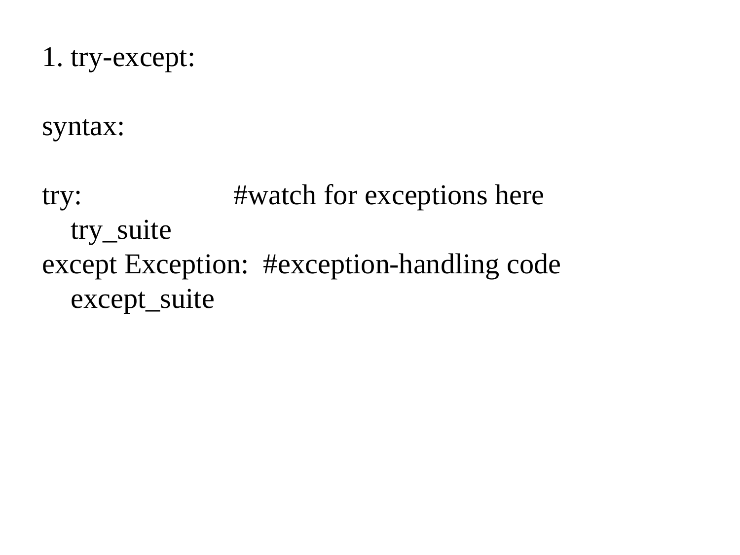1. try-except:

syntax:

```
try:                  #watch for exceptions here
    try_suite
except Exception:  #exception-handling code
    except_suite
```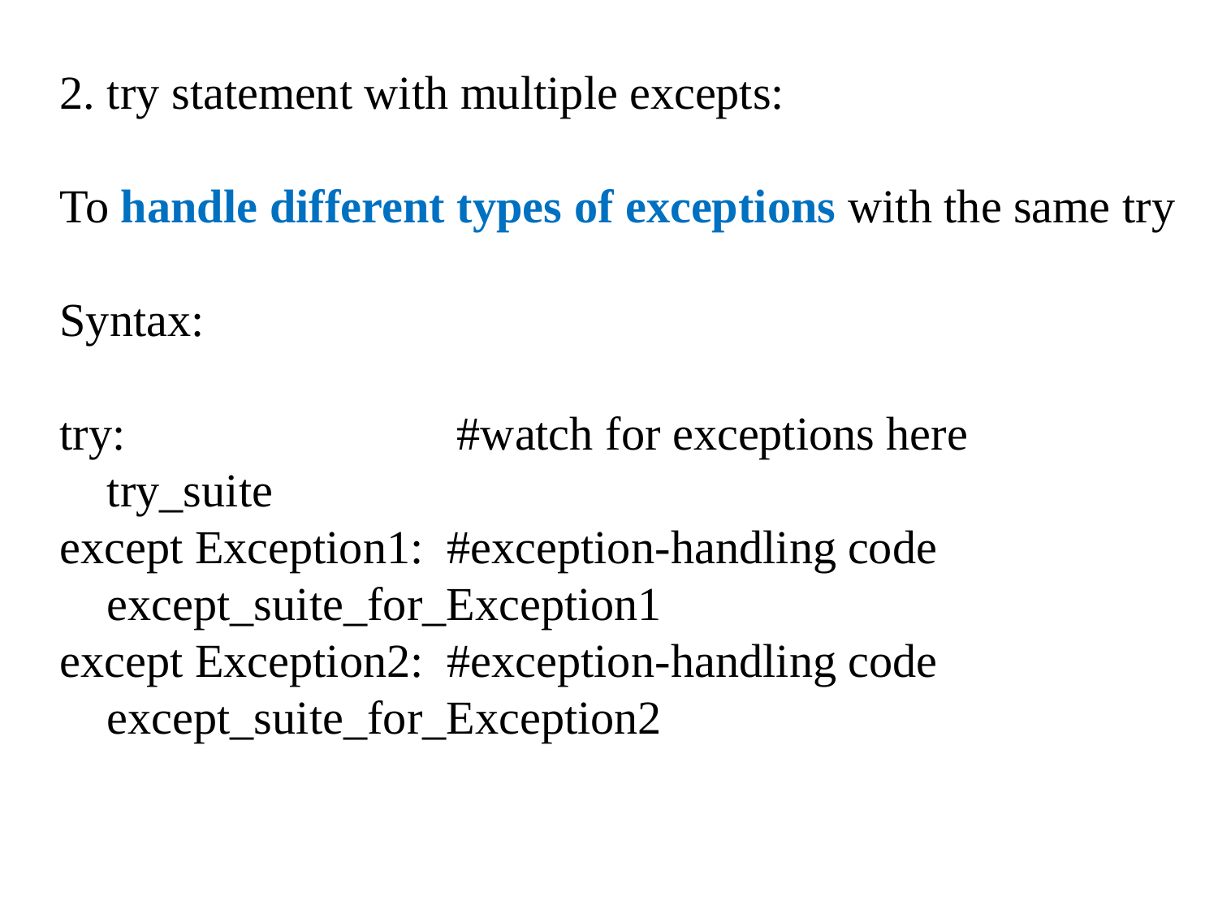2. try statement with multiple excepts:

To **handle different types of exceptions** with the same try

Syntax:

```
try:                          #watch for exceptions here
   try_suite
except Exception1:  #exception-handling code
   except_suite_for_Exception1
except Exception2:  #exception-handling code
   except_suite_for_Exception2
```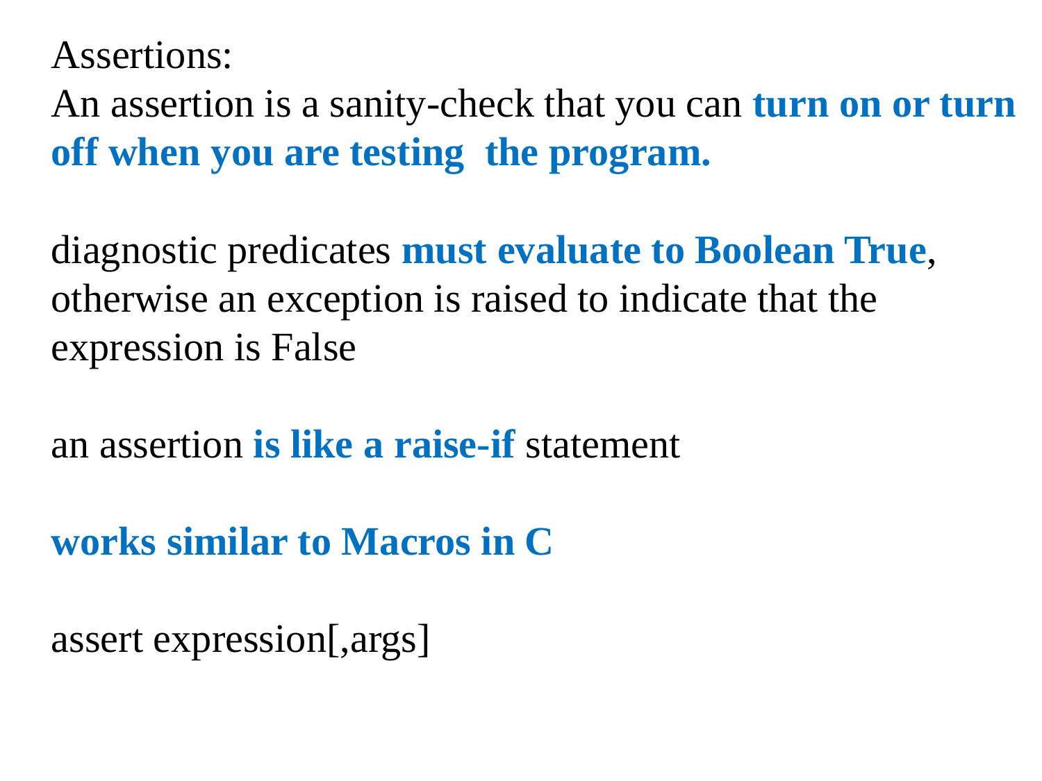Assertions:

An assertion is a sanity-check that you can **turn on or turn off when you are testing the program.**

diagnostic predicates **must evaluate to Boolean True**, otherwise an exception is raised to indicate that the expression is False

an assertion **is like a raise-if** statement

**works similar to Macros in C**

assert expression[,args]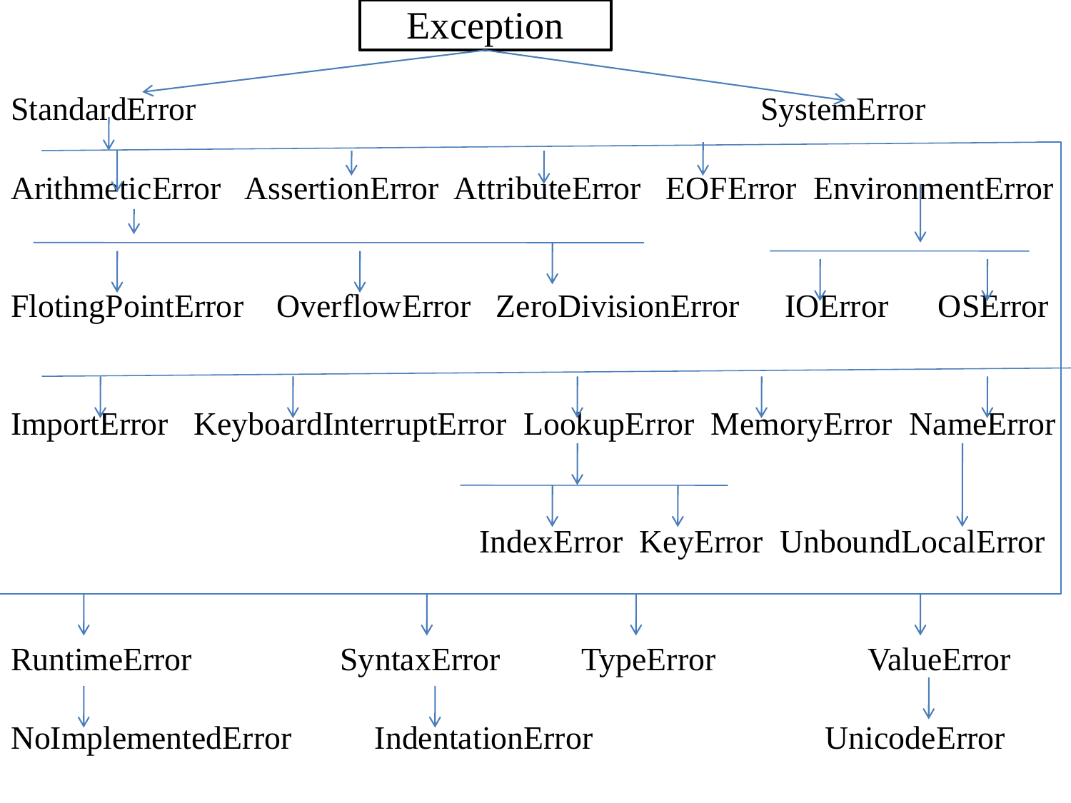Exception

StandardError

SystemError

ArithmeticError AssertionError AttributeError EOFError EnvironmentError

FlotingPointError OverflowError ZeroDivisionError IOError OSError

ImportError KeyboardInterruptError LookupError MemoryError NameError

IndexError KeyError UnboundLocalError

RuntimeError SyntaxError TypeError ValueError

NoImplementedError IndentationError UnicodeError